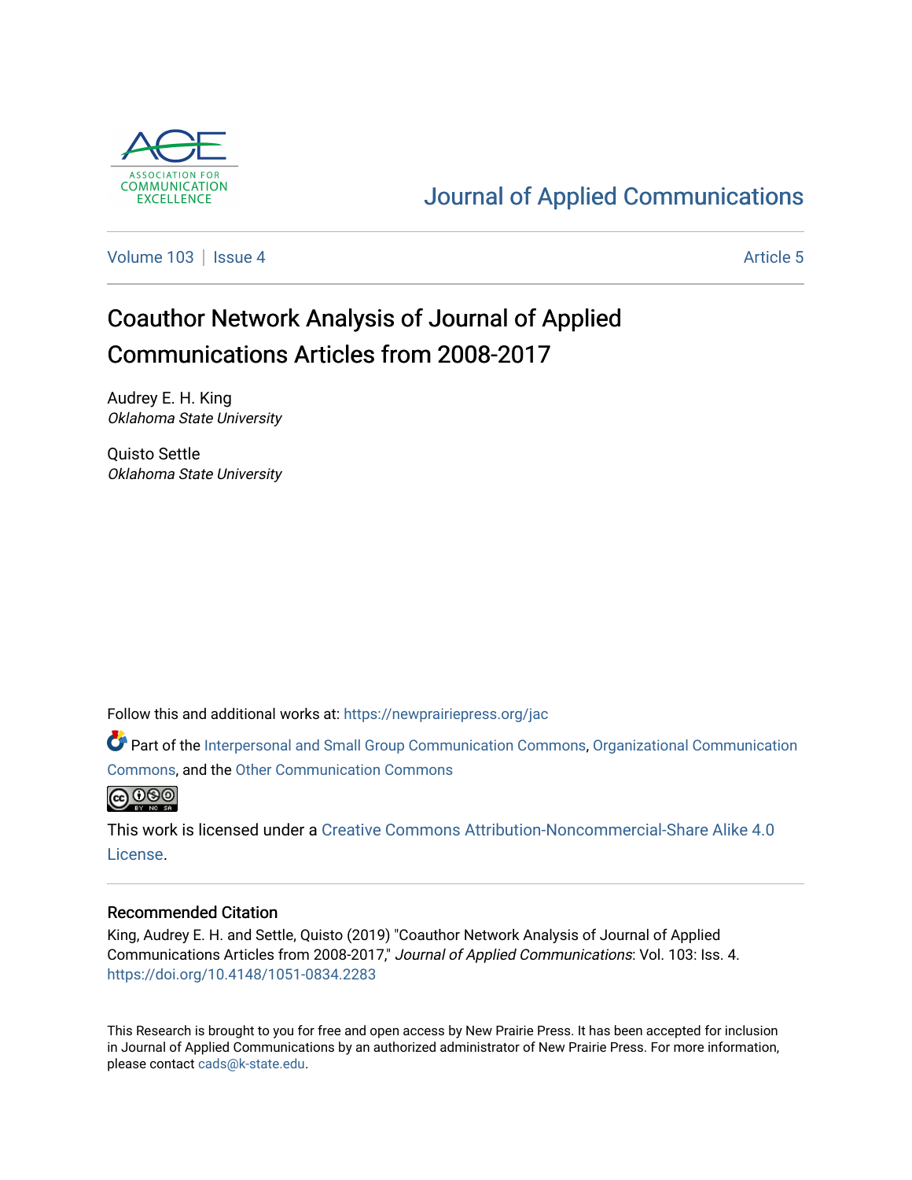Journal of Applied Communications

Volume 103 | Issue 4 Article 5

# Coauthor Network Analysis of Journal of Applied Communications Articles from 2008-2017

Audrey E. H. King
*Oklahoma State University*

Quisto Settle
*Oklahoma State University*

Follow this and additional works at: https://newprairiepress.org/jac

Part of the Interpersonal and Small Group Communication Commons, Organizational Communication Commons, and the Other Communication Commons

This work is licensed under a Creative Commons Attribution-Noncommercial-Share Alike 4.0 License.

## Recommended Citation

King, Audrey E. H. and Settle, Quisto (2019) "Coauthor Network Analysis of Journal of Applied Communications Articles from 2008-2017," *Journal of Applied Communications*: Vol. 103: Iss. 4. https://doi.org/10.4148/1051-0834.2283

This Research is brought to you for free and open access by New Prairie Press. It has been accepted for inclusion in Journal of Applied Communications by an authorized administrator of New Prairie Press. For more information, please contact cads@k-state.edu.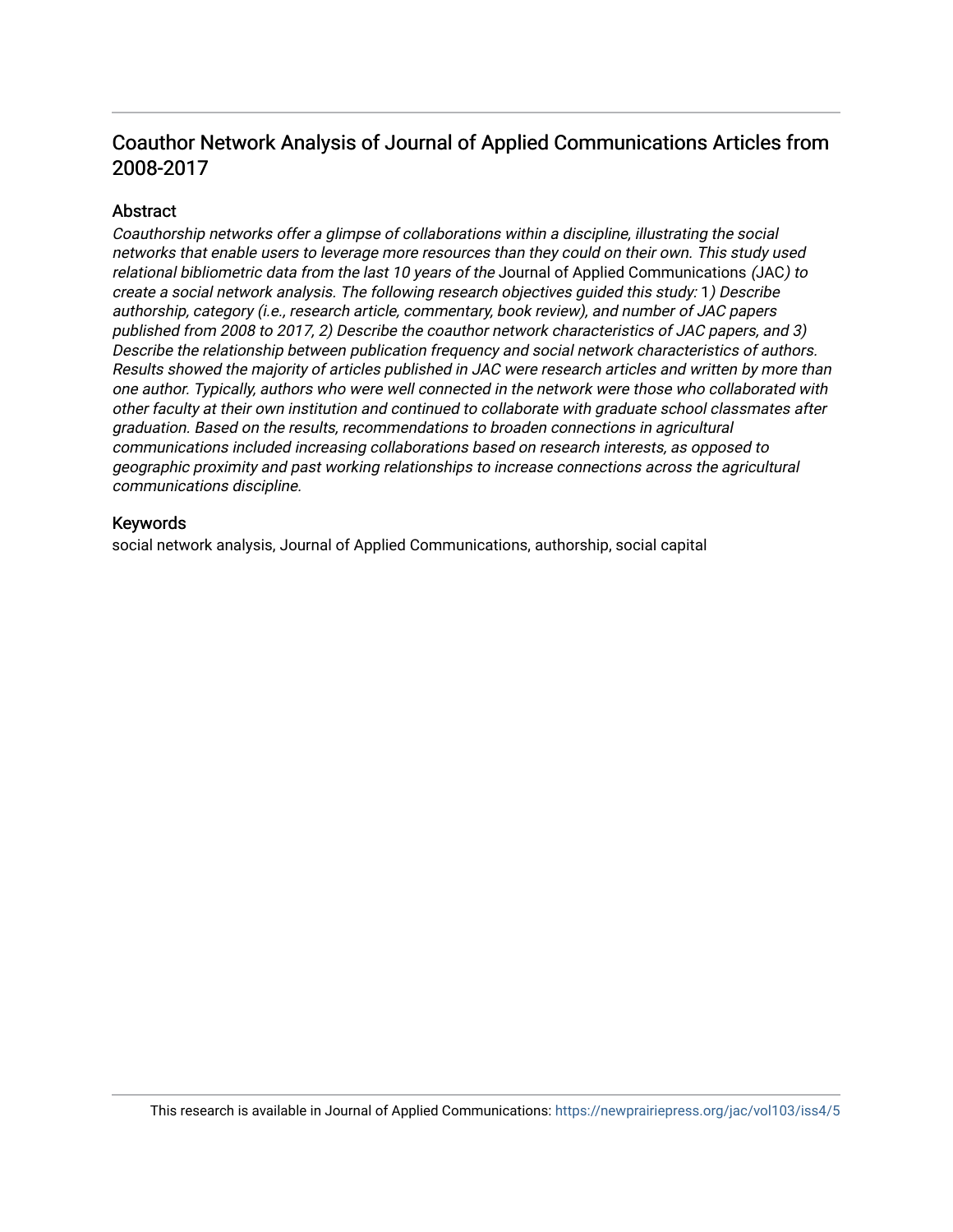# Coauthor Network Analysis of Journal of Applied Communications Articles from 2008-2017

## Abstract

*Coauthorship networks offer a glimpse of collaborations within a discipline, illustrating the social networks that enable users to leverage more resources than they could on their own. This study used relational bibliometric data from the last 10 years of the* Journal of Applied Communications *(*JAC*) to create a social network analysis. The following research objectives guided this study:* 1*) Describe authorship, category (i.e., research article, commentary, book review), and number of JAC papers published from 2008 to 2017, 2) Describe the coauthor network characteristics of JAC papers, and 3) Describe the relationship between publication frequency and social network characteristics of authors. Results showed the majority of articles published in JAC were research articles and written by more than one author. Typically, authors who were well connected in the network were those who collaborated with other faculty at their own institution and continued to collaborate with graduate school classmates after graduation. Based on the results, recommendations to broaden connections in agricultural communications included increasing collaborations based on research interests, as opposed to geographic proximity and past working relationships to increase connections across the agricultural communications discipline.*

## Keywords

social network analysis, Journal of Applied Communications, authorship, social capital

This research is available in Journal of Applied Communications: https://newprairiepress.org/jac/vol103/iss4/5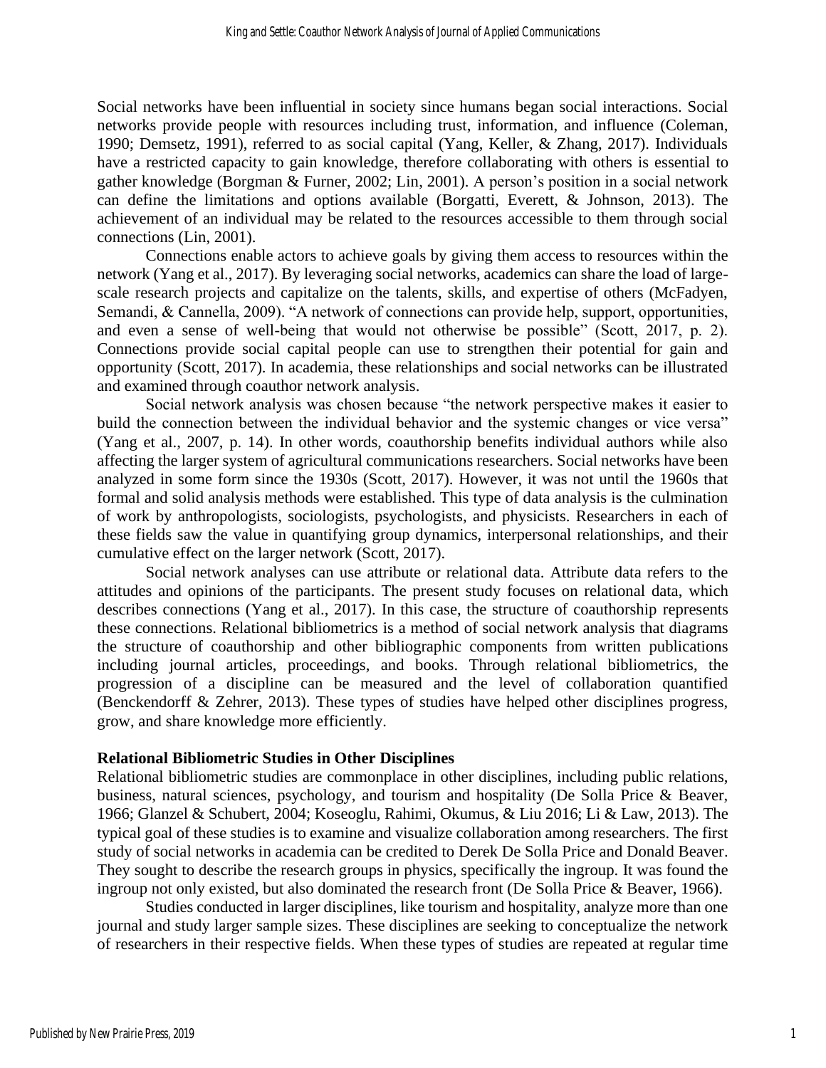Social networks have been influential in society since humans began social interactions. Social networks provide people with resources including trust, information, and influence (Coleman, 1990; Demsetz, 1991), referred to as social capital (Yang, Keller, & Zhang, 2017). Individuals have a restricted capacity to gain knowledge, therefore collaborating with others is essential to gather knowledge (Borgman & Furner, 2002; Lin, 2001). A person's position in a social network can define the limitations and options available (Borgatti, Everett, & Johnson, 2013). The achievement of an individual may be related to the resources accessible to them through social connections (Lin, 2001).

Connections enable actors to achieve goals by giving them access to resources within the network (Yang et al., 2017). By leveraging social networks, academics can share the load of large-scale research projects and capitalize on the talents, skills, and expertise of others (McFadyen, Semandi, & Cannella, 2009). "A network of connections can provide help, support, opportunities, and even a sense of well-being that would not otherwise be possible" (Scott, 2017, p. 2). Connections provide social capital people can use to strengthen their potential for gain and opportunity (Scott, 2017). In academia, these relationships and social networks can be illustrated and examined through coauthor network analysis.

Social network analysis was chosen because "the network perspective makes it easier to build the connection between the individual behavior and the systemic changes or vice versa" (Yang et al., 2007, p. 14). In other words, coauthorship benefits individual authors while also affecting the larger system of agricultural communications researchers. Social networks have been analyzed in some form since the 1930s (Scott, 2017). However, it was not until the 1960s that formal and solid analysis methods were established. This type of data analysis is the culmination of work by anthropologists, sociologists, psychologists, and physicists. Researchers in each of these fields saw the value in quantifying group dynamics, interpersonal relationships, and their cumulative effect on the larger network (Scott, 2017).

Social network analyses can use attribute or relational data. Attribute data refers to the attitudes and opinions of the participants. The present study focuses on relational data, which describes connections (Yang et al., 2017). In this case, the structure of coauthorship represents these connections. Relational bibliometrics is a method of social network analysis that diagrams the structure of coauthorship and other bibliographic components from written publications including journal articles, proceedings, and books. Through relational bibliometrics, the progression of a discipline can be measured and the level of collaboration quantified (Benckendorff & Zehrer, 2013). These types of studies have helped other disciplines progress, grow, and share knowledge more efficiently.

**Relational Bibliometric Studies in Other Disciplines**

Relational bibliometric studies are commonplace in other disciplines, including public relations, business, natural sciences, psychology, and tourism and hospitality (De Solla Price & Beaver, 1966; Glanzel & Schubert, 2004; Koseoglu, Rahimi, Okumus, & Liu 2016; Li & Law, 2013). The typical goal of these studies is to examine and visualize collaboration among researchers. The first study of social networks in academia can be credited to Derek De Solla Price and Donald Beaver. They sought to describe the research groups in physics, specifically the ingroup. It was found the ingroup not only existed, but also dominated the research front (De Solla Price & Beaver, 1966).

Studies conducted in larger disciplines, like tourism and hospitality, analyze more than one journal and study larger sample sizes. These disciplines are seeking to conceptualize the network of researchers in their respective fields. When these types of studies are repeated at regular time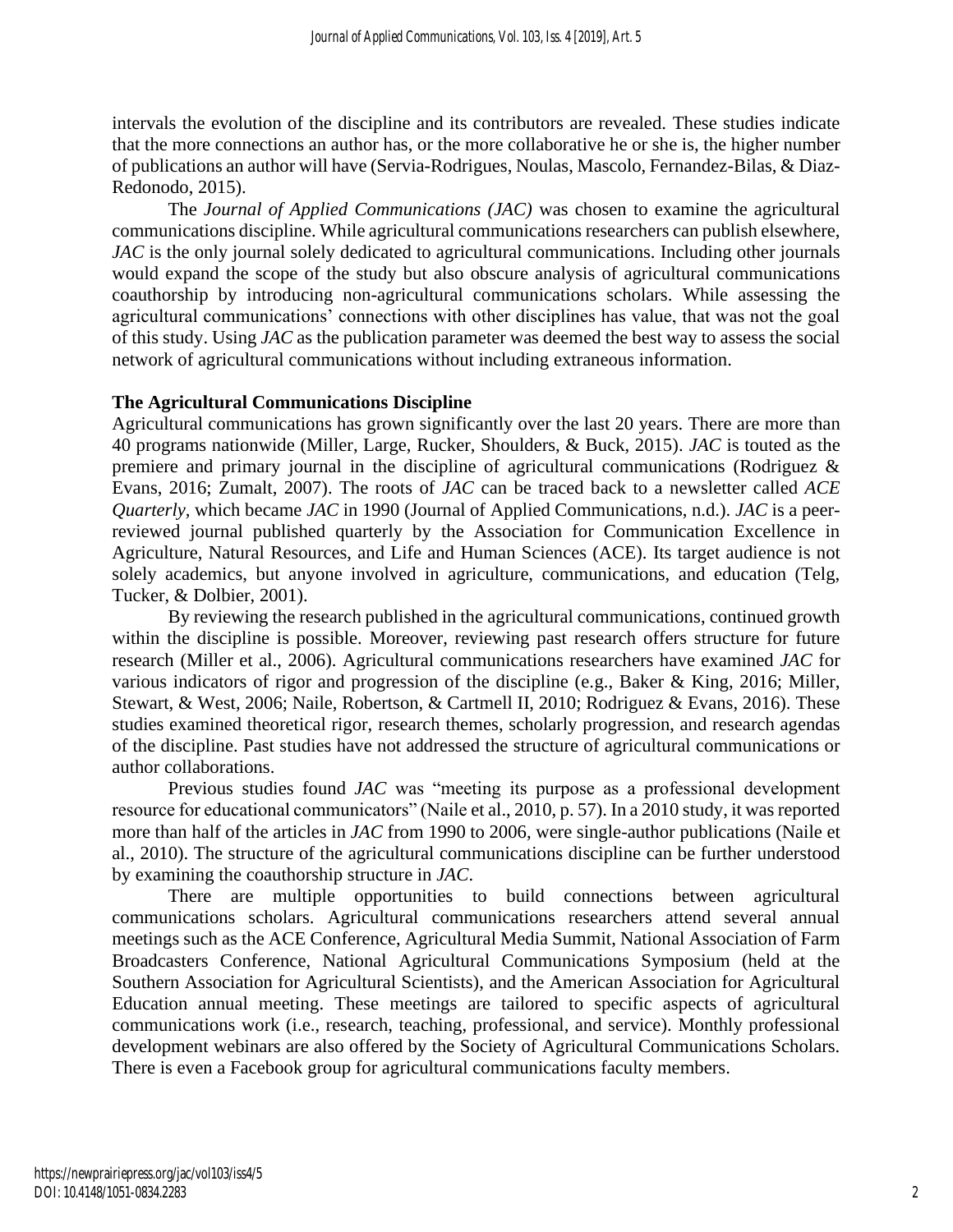intervals the evolution of the discipline and its contributors are revealed. These studies indicate that the more connections an author has, or the more collaborative he or she is, the higher number of publications an author will have (Servia-Rodrigues, Noulas, Mascolo, Fernandez-Bilas, & Diaz-Redonodo, 2015).

The *Journal of Applied Communications (JAC)* was chosen to examine the agricultural communications discipline. While agricultural communications researchers can publish elsewhere, *JAC* is the only journal solely dedicated to agricultural communications. Including other journals would expand the scope of the study but also obscure analysis of agricultural communications coauthorship by introducing non-agricultural communications scholars. While assessing the agricultural communications' connections with other disciplines has value, that was not the goal of this study. Using *JAC* as the publication parameter was deemed the best way to assess the social network of agricultural communications without including extraneous information.

## The Agricultural Communications Discipline

Agricultural communications has grown significantly over the last 20 years. There are more than 40 programs nationwide (Miller, Large, Rucker, Shoulders, & Buck, 2015). *JAC* is touted as the premiere and primary journal in the discipline of agricultural communications (Rodriguez & Evans, 2016; Zumalt, 2007). The roots of *JAC* can be traced back to a newsletter called *ACE Quarterly*, which became *JAC* in 1990 (Journal of Applied Communications, n.d.). *JAC* is a peer-reviewed journal published quarterly by the Association for Communication Excellence in Agriculture, Natural Resources, and Life and Human Sciences (ACE). Its target audience is not solely academics, but anyone involved in agriculture, communications, and education (Telg, Tucker, & Dolbier, 2001).

By reviewing the research published in the agricultural communications, continued growth within the discipline is possible. Moreover, reviewing past research offers structure for future research (Miller et al., 2006). Agricultural communications researchers have examined *JAC* for various indicators of rigor and progression of the discipline (e.g., Baker & King, 2016; Miller, Stewart, & West, 2006; Naile, Robertson, & Cartmell II, 2010; Rodriguez & Evans, 2016). These studies examined theoretical rigor, research themes, scholarly progression, and research agendas of the discipline. Past studies have not addressed the structure of agricultural communications or author collaborations.

Previous studies found *JAC* was "meeting its purpose as a professional development resource for educational communicators" (Naile et al., 2010, p. 57). In a 2010 study, it was reported more than half of the articles in *JAC* from 1990 to 2006, were single-author publications (Naile et al., 2010). The structure of the agricultural communications discipline can be further understood by examining the coauthorship structure in *JAC*.

There are multiple opportunities to build connections between agricultural communications scholars. Agricultural communications researchers attend several annual meetings such as the ACE Conference, Agricultural Media Summit, National Association of Farm Broadcasters Conference, National Agricultural Communications Symposium (held at the Southern Association for Agricultural Scientists), and the American Association for Agricultural Education annual meeting. These meetings are tailored to specific aspects of agricultural communications work (i.e., research, teaching, professional, and service). Monthly professional development webinars are also offered by the Society of Agricultural Communications Scholars. There is even a Facebook group for agricultural communications faculty members.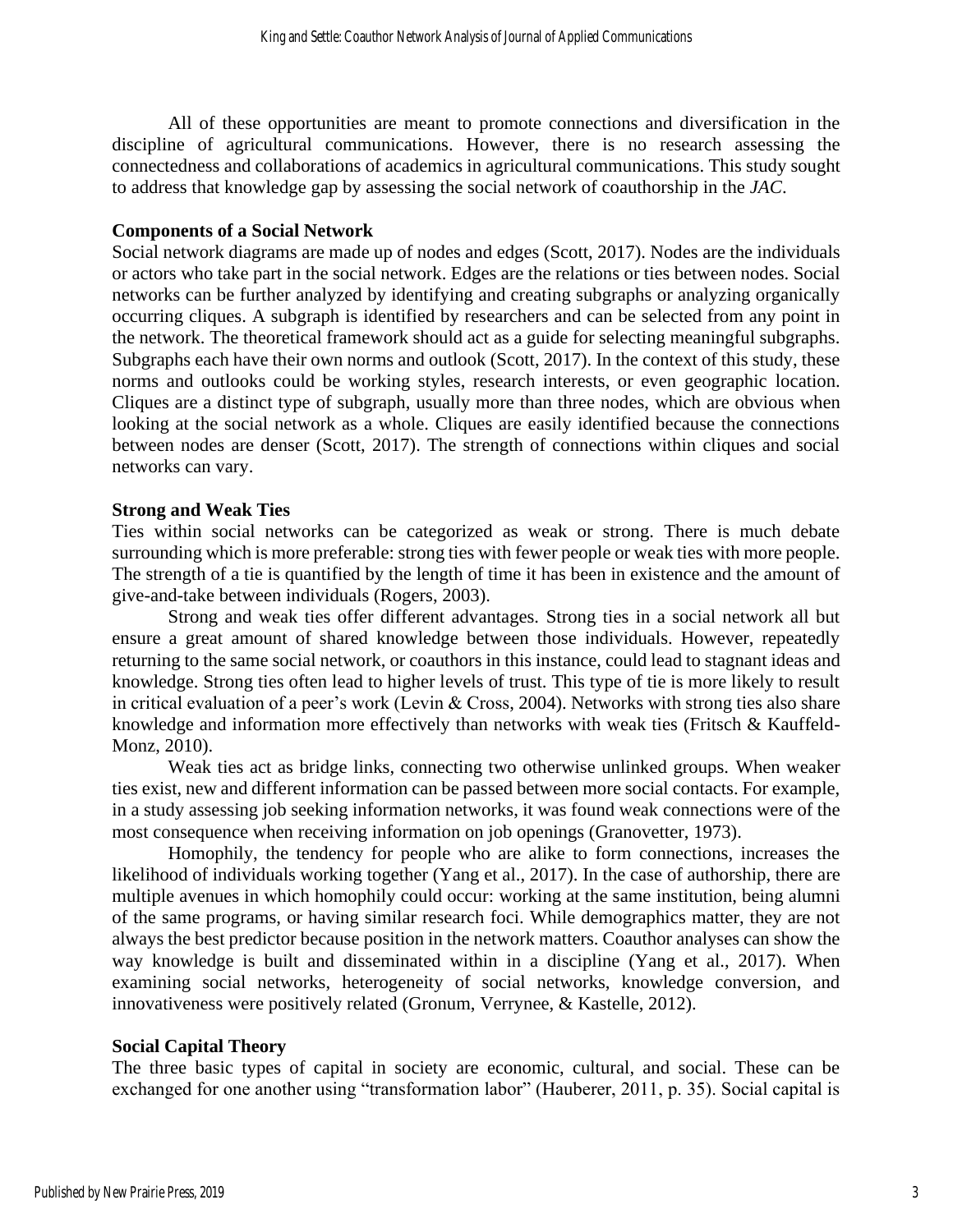All of these opportunities are meant to promote connections and diversification in the discipline of agricultural communications. However, there is no research assessing the connectedness and collaborations of academics in agricultural communications. This study sought to address that knowledge gap by assessing the social network of coauthorship in the *JAC*.

### Components of a Social Network

Social network diagrams are made up of nodes and edges (Scott, 2017). Nodes are the individuals or actors who take part in the social network. Edges are the relations or ties between nodes. Social networks can be further analyzed by identifying and creating subgraphs or analyzing organically occurring cliques. A subgraph is identified by researchers and can be selected from any point in the network. The theoretical framework should act as a guide for selecting meaningful subgraphs. Subgraphs each have their own norms and outlook (Scott, 2017). In the context of this study, these norms and outlooks could be working styles, research interests, or even geographic location. Cliques are a distinct type of subgraph, usually more than three nodes, which are obvious when looking at the social network as a whole. Cliques are easily identified because the connections between nodes are denser (Scott, 2017). The strength of connections within cliques and social networks can vary.

### Strong and Weak Ties

Ties within social networks can be categorized as weak or strong. There is much debate surrounding which is more preferable: strong ties with fewer people or weak ties with more people. The strength of a tie is quantified by the length of time it has been in existence and the amount of give-and-take between individuals (Rogers, 2003).

Strong and weak ties offer different advantages. Strong ties in a social network all but ensure a great amount of shared knowledge between those individuals. However, repeatedly returning to the same social network, or coauthors in this instance, could lead to stagnant ideas and knowledge. Strong ties often lead to higher levels of trust. This type of tie is more likely to result in critical evaluation of a peer's work (Levin & Cross, 2004). Networks with strong ties also share knowledge and information more effectively than networks with weak ties (Fritsch & Kauffeld-Monz, 2010).

Weak ties act as bridge links, connecting two otherwise unlinked groups. When weaker ties exist, new and different information can be passed between more social contacts. For example, in a study assessing job seeking information networks, it was found weak connections were of the most consequence when receiving information on job openings (Granovetter, 1973).

Homophily, the tendency for people who are alike to form connections, increases the likelihood of individuals working together (Yang et al., 2017). In the case of authorship, there are multiple avenues in which homophily could occur: working at the same institution, being alumni of the same programs, or having similar research foci. While demographics matter, they are not always the best predictor because position in the network matters. Coauthor analyses can show the way knowledge is built and disseminated within in a discipline (Yang et al., 2017). When examining social networks, heterogeneity of social networks, knowledge conversion, and innovativeness were positively related (Gronum, Verrynee, & Kastelle, 2012).

### Social Capital Theory

The three basic types of capital in society are economic, cultural, and social. These can be exchanged for one another using "transformation labor" (Hauberer, 2011, p. 35). Social capital is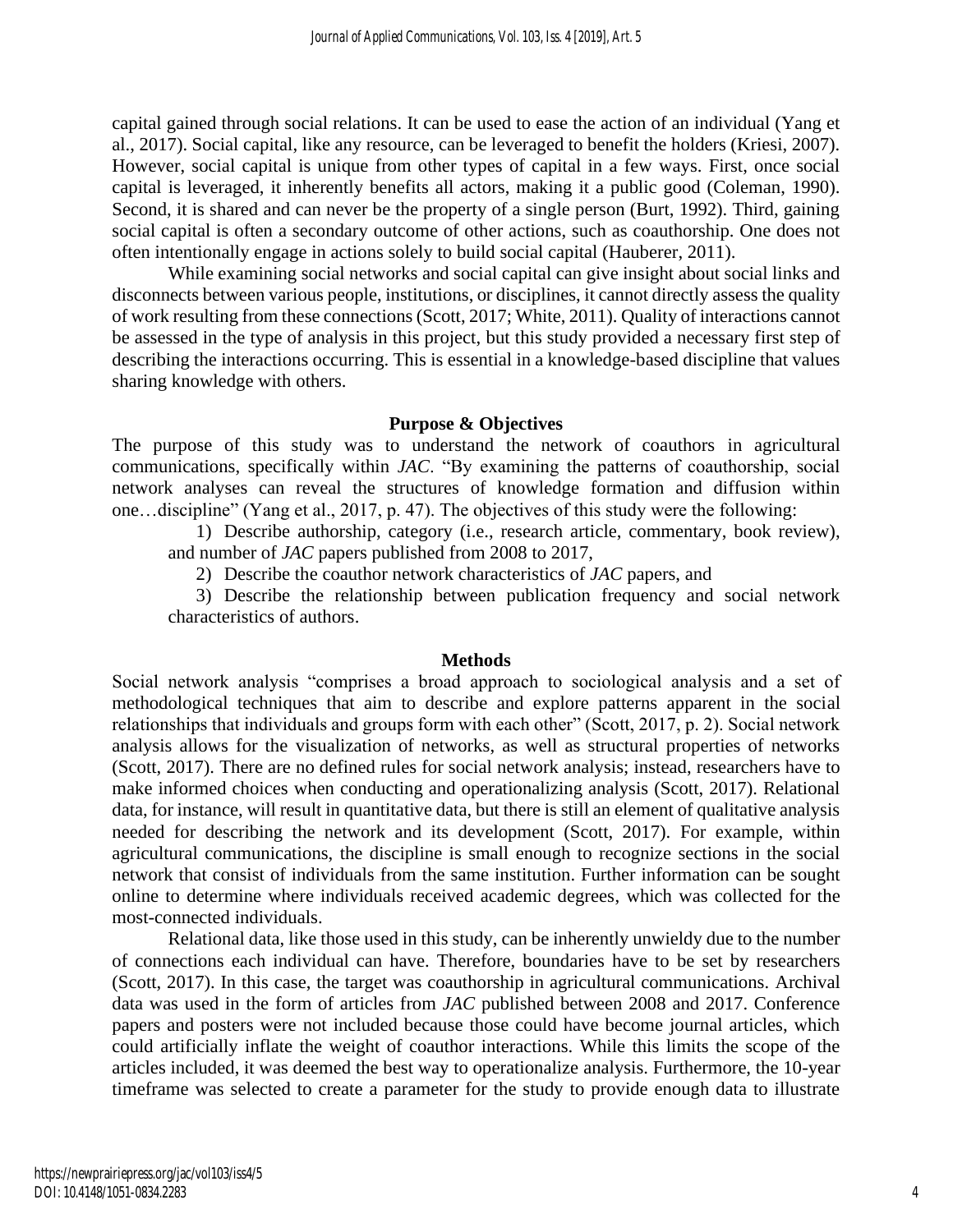capital gained through social relations. It can be used to ease the action of an individual (Yang et al., 2017). Social capital, like any resource, can be leveraged to benefit the holders (Kriesi, 2007). However, social capital is unique from other types of capital in a few ways. First, once social capital is leveraged, it inherently benefits all actors, making it a public good (Coleman, 1990). Second, it is shared and can never be the property of a single person (Burt, 1992). Third, gaining social capital is often a secondary outcome of other actions, such as coauthorship. One does not often intentionally engage in actions solely to build social capital (Hauberer, 2011).

While examining social networks and social capital can give insight about social links and disconnects between various people, institutions, or disciplines, it cannot directly assess the quality of work resulting from these connections (Scott, 2017; White, 2011). Quality of interactions cannot be assessed in the type of analysis in this project, but this study provided a necessary first step of describing the interactions occurring. This is essential in a knowledge-based discipline that values sharing knowledge with others.

## Purpose & Objectives

The purpose of this study was to understand the network of coauthors in agricultural communications, specifically within *JAC*. "By examining the patterns of coauthorship, social network analyses can reveal the structures of knowledge formation and diffusion within one…discipline" (Yang et al., 2017, p. 47). The objectives of this study were the following:

1) Describe authorship, category (i.e., research article, commentary, book review), and number of *JAC* papers published from 2008 to 2017,
2) Describe the coauthor network characteristics of *JAC* papers, and
3) Describe the relationship between publication frequency and social network characteristics of authors.

## Methods

Social network analysis "comprises a broad approach to sociological analysis and a set of methodological techniques that aim to describe and explore patterns apparent in the social relationships that individuals and groups form with each other" (Scott, 2017, p. 2). Social network analysis allows for the visualization of networks, as well as structural properties of networks (Scott, 2017). There are no defined rules for social network analysis; instead, researchers have to make informed choices when conducting and operationalizing analysis (Scott, 2017). Relational data, for instance, will result in quantitative data, but there is still an element of qualitative analysis needed for describing the network and its development (Scott, 2017). For example, within agricultural communications, the discipline is small enough to recognize sections in the social network that consist of individuals from the same institution. Further information can be sought online to determine where individuals received academic degrees, which was collected for the most-connected individuals.

Relational data, like those used in this study, can be inherently unwieldy due to the number of connections each individual can have. Therefore, boundaries have to be set by researchers (Scott, 2017). In this case, the target was coauthorship in agricultural communications. Archival data was used in the form of articles from *JAC* published between 2008 and 2017. Conference papers and posters were not included because those could have become journal articles, which could artificially inflate the weight of coauthor interactions. While this limits the scope of the articles included, it was deemed the best way to operationalize analysis. Furthermore, the 10-year timeframe was selected to create a parameter for the study to provide enough data to illustrate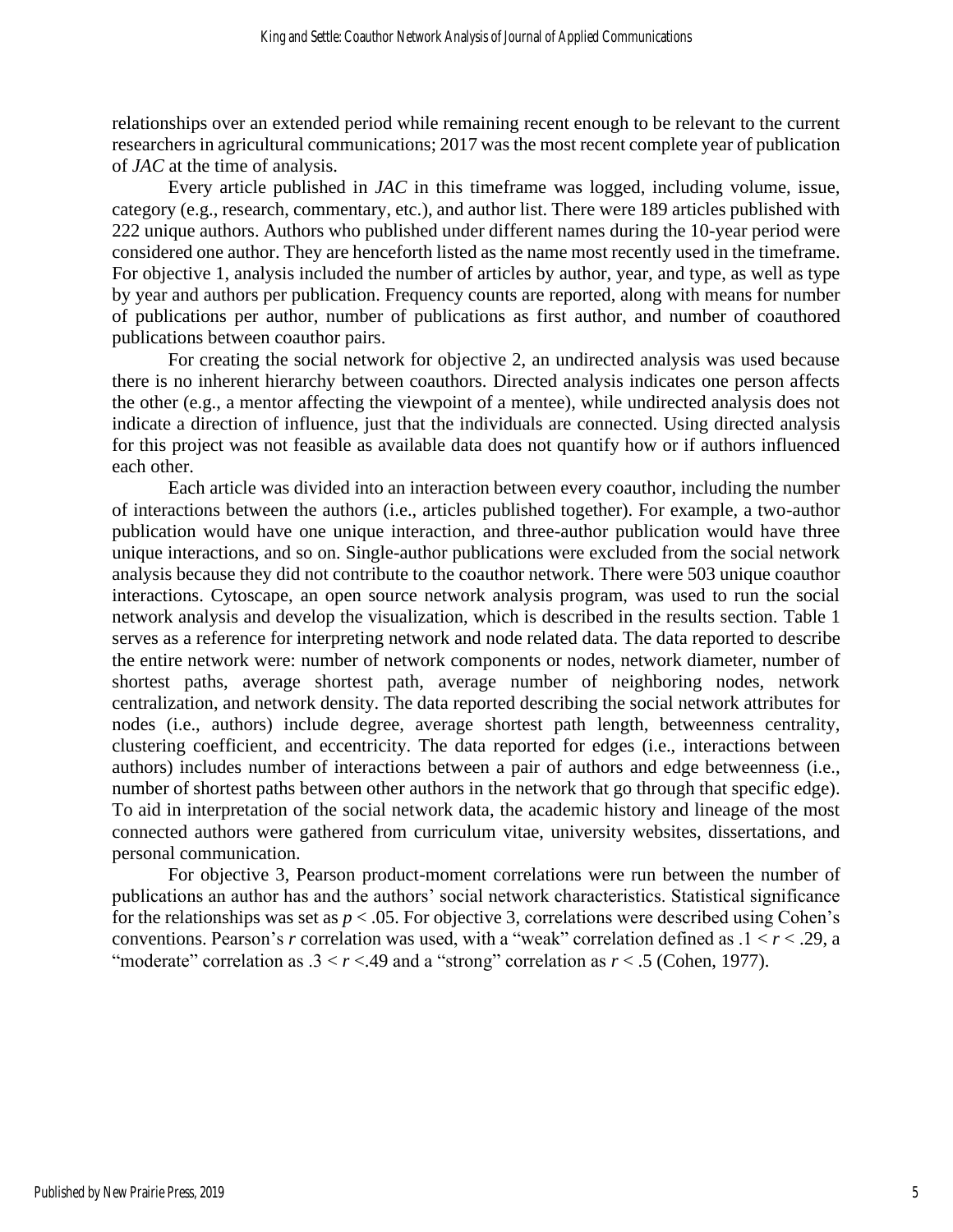relationships over an extended period while remaining recent enough to be relevant to the current researchers in agricultural communications; 2017 was the most recent complete year of publication of *JAC* at the time of analysis.

Every article published in *JAC* in this timeframe was logged, including volume, issue, category (e.g., research, commentary, etc.), and author list. There were 189 articles published with 222 unique authors. Authors who published under different names during the 10-year period were considered one author. They are henceforth listed as the name most recently used in the timeframe. For objective 1, analysis included the number of articles by author, year, and type, as well as type by year and authors per publication. Frequency counts are reported, along with means for number of publications per author, number of publications as first author, and number of coauthored publications between coauthor pairs.

For creating the social network for objective 2, an undirected analysis was used because there is no inherent hierarchy between coauthors. Directed analysis indicates one person affects the other (e.g., a mentor affecting the viewpoint of a mentee), while undirected analysis does not indicate a direction of influence, just that the individuals are connected. Using directed analysis for this project was not feasible as available data does not quantify how or if authors influenced each other.

Each article was divided into an interaction between every coauthor, including the number of interactions between the authors (i.e., articles published together). For example, a two-author publication would have one unique interaction, and three-author publication would have three unique interactions, and so on. Single-author publications were excluded from the social network analysis because they did not contribute to the coauthor network. There were 503 unique coauthor interactions. Cytoscape, an open source network analysis program, was used to run the social network analysis and develop the visualization, which is described in the results section. Table 1 serves as a reference for interpreting network and node related data. The data reported to describe the entire network were: number of network components or nodes, network diameter, number of shortest paths, average shortest path, average number of neighboring nodes, network centralization, and network density. The data reported describing the social network attributes for nodes (i.e., authors) include degree, average shortest path length, betweenness centrality, clustering coefficient, and eccentricity. The data reported for edges (i.e., interactions between authors) includes number of interactions between a pair of authors and edge betweenness (i.e., number of shortest paths between other authors in the network that go through that specific edge). To aid in interpretation of the social network data, the academic history and lineage of the most connected authors were gathered from curriculum vitae, university websites, dissertations, and personal communication.

For objective 3, Pearson product-moment correlations were run between the number of publications an author has and the authors' social network characteristics. Statistical significance for the relationships was set as $p < .05$. For objective 3, correlations were described using Cohen's conventions. Pearson's $r$ correlation was used, with a "weak" correlation defined as $.1 < r < .29$, a "moderate" correlation as $.3 < r < .49$ and a "strong" correlation as $r < .5$ (Cohen, 1977).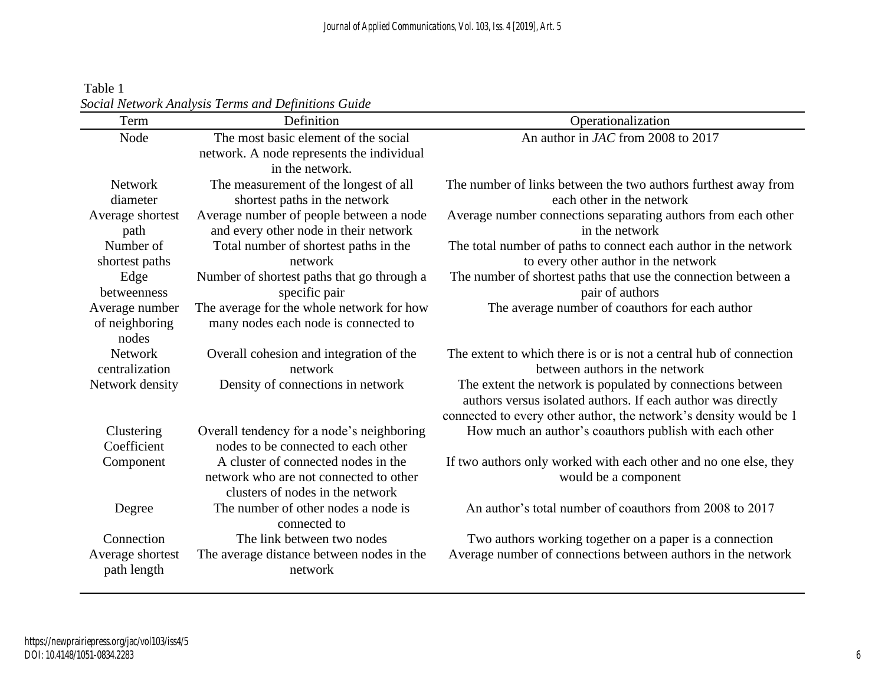Table 1

*Social Network Analysis Terms and Definitions Guide*

| Term | Definition | Operationalization |
|---|---|---|
| Node | The most basic element of the social network. A node represents the individual in the network. | An author in *JAC* from 2008 to 2017 |
| Network diameter | The measurement of the longest of all shortest paths in the network | The number of links between the two authors furthest away from each other in the network |
| Average shortest path | Average number of people between a node and every other node in their network | Average number connections separating authors from each other in the network |
| Number of shortest paths | Total number of shortest paths in the network | The total number of paths to connect each author in the network to every other author in the network |
| Edge betweenness | Number of shortest paths that go through a specific pair | The number of shortest paths that use the connection between a pair of authors |
| Average number of neighboring nodes | The average for the whole network for how many nodes each node is connected to | The average number of coauthors for each author |
| Network centralization | Overall cohesion and integration of the network | The extent to which there is or is not a central hub of connection between authors in the network |
| Network density | Density of connections in network | The extent the network is populated by connections between authors versus isolated authors. If each author was directly connected to every other author, the network's density would be 1 |
| Clustering Coefficient | Overall tendency for a node's neighboring nodes to be connected to each other | How much an author's coauthors publish with each other |
| Component | A cluster of connected nodes in the network who are not connected to other clusters of nodes in the network | If two authors only worked with each other and no one else, they would be a component |
| Degree | The number of other nodes a node is connected to | An author's total number of coauthors from 2008 to 2017 |
| Connection | The link between two nodes | Two authors working together on a paper is a connection |
| Average shortest path length | The average distance between nodes in the network | Average number of connections between authors in the network |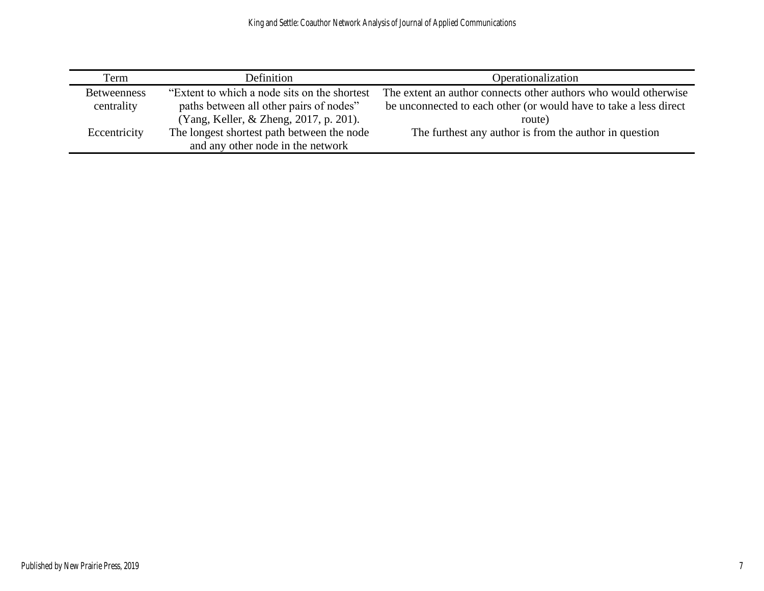| Term | Definition | Operationalization |
|---|---|---|
| Betweenness centrality | “Extent to which a node sits on the shortest paths between all other pairs of nodes” (Yang, Keller, & Zheng, 2017, p. 201). | The extent an author connects other authors who would otherwise be unconnected to each other (or would have to take a less direct route) |
| Eccentricity | The longest shortest path between the node and any other node in the network | The furthest any author is from the author in question |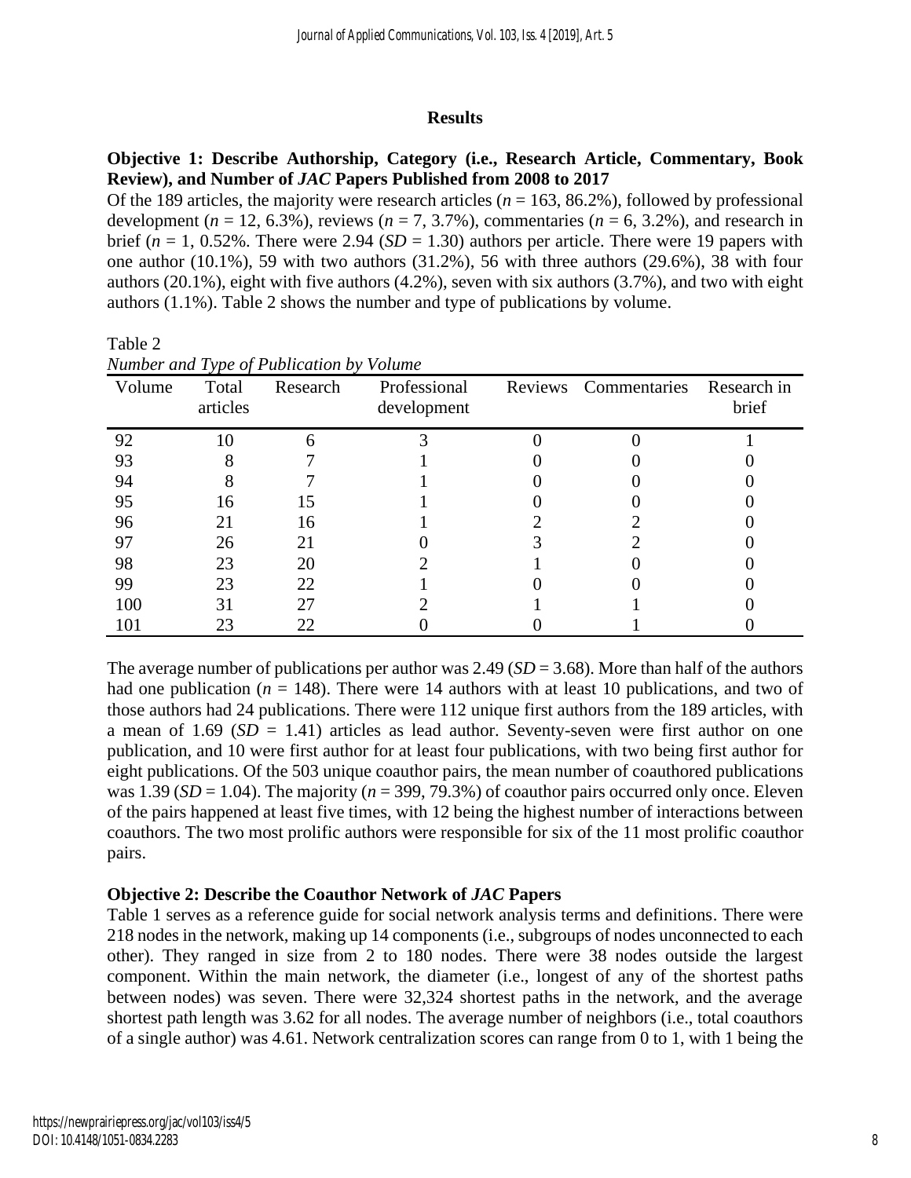## Results

### Objective 1: Describe Authorship, Category (i.e., Research Article, Commentary, Book Review), and Number of *JAC* Papers Published from 2008 to 2017

Of the 189 articles, the majority were research articles ($n$ = 163, 86.2%), followed by professional development ($n$ = 12, 6.3%), reviews ($n$ = 7, 3.7%), commentaries ($n$ = 6, 3.2%), and research in brief ($n$ = 1, 0.52%. There were 2.94 ($SD$ = 1.30) authors per article. There were 19 papers with one author (10.1%), 59 with two authors (31.2%), 56 with three authors (29.6%), 38 with four authors (20.1%), eight with five authors (4.2%), seven with six authors (3.7%), and two with eight authors (1.1%). Table 2 shows the number and type of publications by volume.

Table 2
*Number and Type of Publication by Volume*

| Volume | Total articles | Research | Professional development | Reviews | Commentaries | Research in brief |
|---|---|---|---|---|---|---|
| 92 | 10 | 6 | 3 | 0 | 0 | 1 |
| 93 | 8 | 7 | 1 | 0 | 0 | 0 |
| 94 | 8 | 7 | 1 | 0 | 0 | 0 |
| 95 | 16 | 15 | 1 | 0 | 0 | 0 |
| 96 | 21 | 16 | 1 | 2 | 2 | 0 |
| 97 | 26 | 21 | 0 | 3 | 2 | 0 |
| 98 | 23 | 20 | 2 | 1 | 0 | 0 |
| 99 | 23 | 22 | 1 | 0 | 0 | 0 |
| 100 | 31 | 27 | 2 | 1 | 1 | 0 |
| 101 | 23 | 22 | 0 | 0 | 1 | 0 |

The average number of publications per author was 2.49 ($SD$ = 3.68). More than half of the authors had one publication ($n$ = 148). There were 14 authors with at least 10 publications, and two of those authors had 24 publications. There were 112 unique first authors from the 189 articles, with a mean of 1.69 ($SD$ = 1.41) articles as lead author. Seventy-seven were first author on one publication, and 10 were first author for at least four publications, with two being first author for eight publications. Of the 503 unique coauthor pairs, the mean number of coauthored publications was 1.39 ($SD$ = 1.04). The majority ($n$ = 399, 79.3%) of coauthor pairs occurred only once. Eleven of the pairs happened at least five times, with 12 being the highest number of interactions between coauthors. The two most prolific authors were responsible for six of the 11 most prolific coauthor pairs.

### Objective 2: Describe the Coauthor Network of *JAC* Papers

Table 1 serves as a reference guide for social network analysis terms and definitions. There were 218 nodes in the network, making up 14 components (i.e., subgroups of nodes unconnected to each other). They ranged in size from 2 to 180 nodes. There were 38 nodes outside the largest component. Within the main network, the diameter (i.e., longest of any of the shortest paths between nodes) was seven. There were 32,324 shortest paths in the network, and the average shortest path length was 3.62 for all nodes. The average number of neighbors (i.e., total coauthors of a single author) was 4.61. Network centralization scores can range from 0 to 1, with 1 being the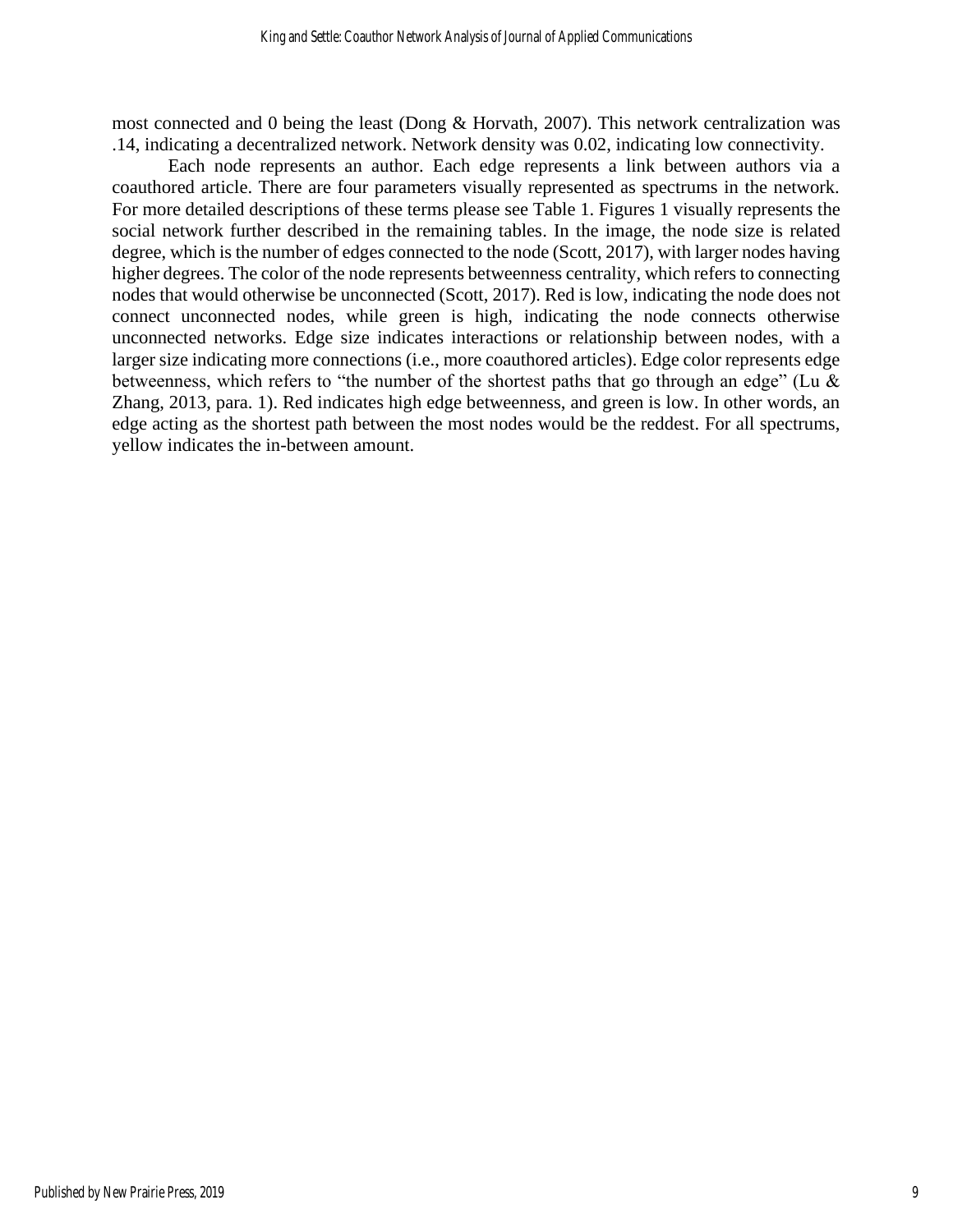most connected and 0 being the least (Dong & Horvath, 2007). This network centralization was .14, indicating a decentralized network. Network density was 0.02, indicating low connectivity.

Each node represents an author. Each edge represents a link between authors via a coauthored article. There are four parameters visually represented as spectrums in the network. For more detailed descriptions of these terms please see Table 1. Figures 1 visually represents the social network further described in the remaining tables. In the image, the node size is related degree, which is the number of edges connected to the node (Scott, 2017), with larger nodes having higher degrees. The color of the node represents betweenness centrality, which refers to connecting nodes that would otherwise be unconnected (Scott, 2017). Red is low, indicating the node does not connect unconnected nodes, while green is high, indicating the node connects otherwise unconnected networks. Edge size indicates interactions or relationship between nodes, with a larger size indicating more connections (i.e., more coauthored articles). Edge color represents edge betweenness, which refers to "the number of the shortest paths that go through an edge" (Lu & Zhang, 2013, para. 1). Red indicates high edge betweenness, and green is low. In other words, an edge acting as the shortest path between the most nodes would be the reddest. For all spectrums, yellow indicates the in-between amount.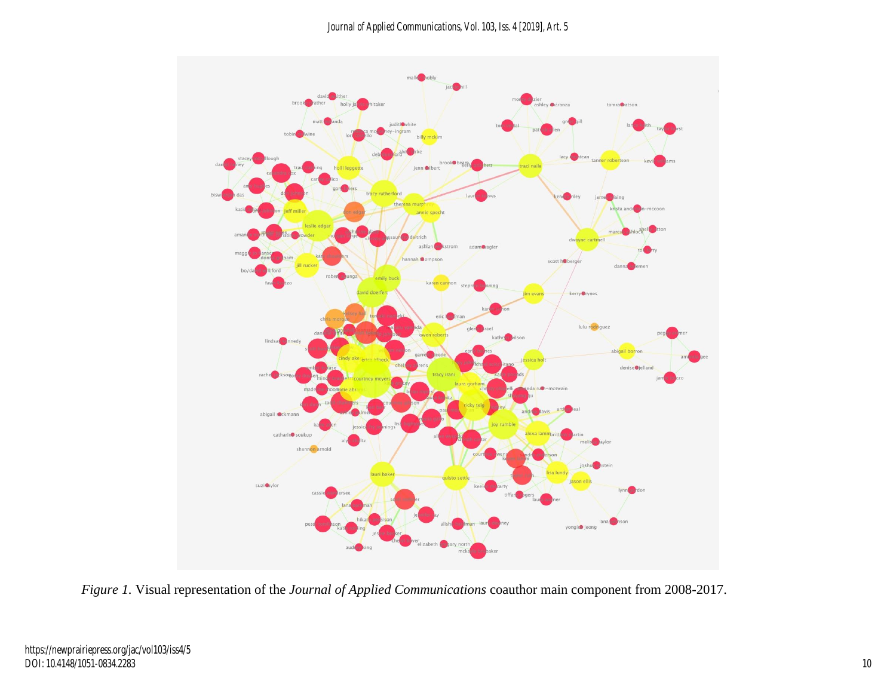*Figure 1.* Visual representation of the *Journal of Applied Communications* coauthor main component from 2008-2017.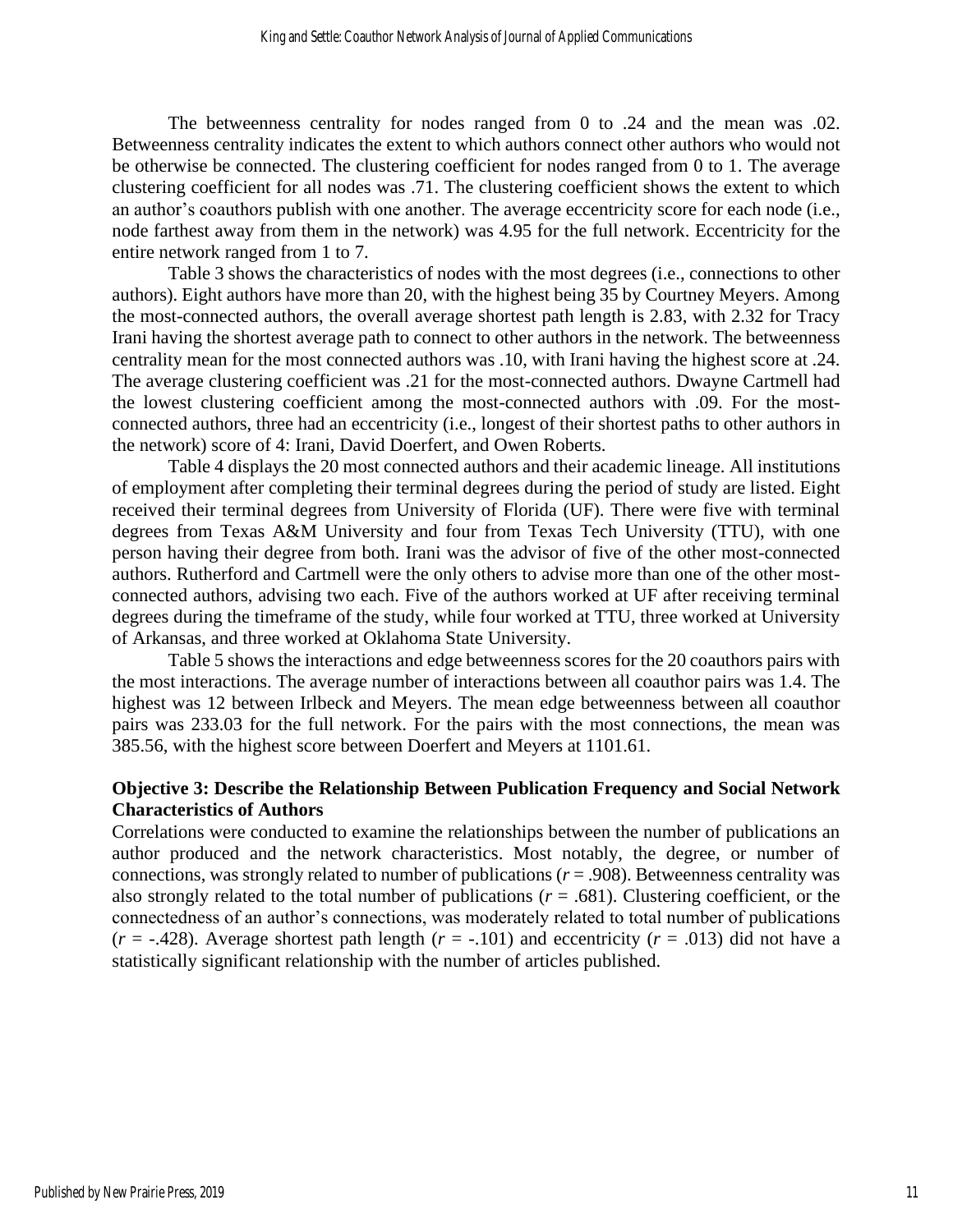The betweenness centrality for nodes ranged from 0 to .24 and the mean was .02. Betweenness centrality indicates the extent to which authors connect other authors who would not be otherwise be connected. The clustering coefficient for nodes ranged from 0 to 1. The average clustering coefficient for all nodes was .71. The clustering coefficient shows the extent to which an author's coauthors publish with one another. The average eccentricity score for each node (i.e., node farthest away from them in the network) was 4.95 for the full network. Eccentricity for the entire network ranged from 1 to 7.

Table 3 shows the characteristics of nodes with the most degrees (i.e., connections to other authors). Eight authors have more than 20, with the highest being 35 by Courtney Meyers. Among the most-connected authors, the overall average shortest path length is 2.83, with 2.32 for Tracy Irani having the shortest average path to connect to other authors in the network. The betweenness centrality mean for the most connected authors was .10, with Irani having the highest score at .24. The average clustering coefficient was .21 for the most-connected authors. Dwayne Cartmell had the lowest clustering coefficient among the most-connected authors with .09. For the most-connected authors, three had an eccentricity (i.e., longest of their shortest paths to other authors in the network) score of 4: Irani, David Doerfert, and Owen Roberts.

Table 4 displays the 20 most connected authors and their academic lineage. All institutions of employment after completing their terminal degrees during the period of study are listed. Eight received their terminal degrees from University of Florida (UF). There were five with terminal degrees from Texas A&M University and four from Texas Tech University (TTU), with one person having their degree from both. Irani was the advisor of five of the other most-connected authors. Rutherford and Cartmell were the only others to advise more than one of the other most-connected authors, advising two each. Five of the authors worked at UF after receiving terminal degrees during the timeframe of the study, while four worked at TTU, three worked at University of Arkansas, and three worked at Oklahoma State University.

Table 5 shows the interactions and edge betweenness scores for the 20 coauthors pairs with the most interactions. The average number of interactions between all coauthor pairs was 1.4. The highest was 12 between Irlbeck and Meyers. The mean edge betweenness between all coauthor pairs was 233.03 for the full network. For the pairs with the most connections, the mean was 385.56, with the highest score between Doerfert and Meyers at 1101.61.

### Objective 3: Describe the Relationship Between Publication Frequency and Social Network Characteristics of Authors

Correlations were conducted to examine the relationships between the number of publications an author produced and the network characteristics. Most notably, the degree, or number of connections, was strongly related to number of publications ($r = .908$). Betweenness centrality was also strongly related to the total number of publications ($r = .681$). Clustering coefficient, or the connectedness of an author's connections, was moderately related to total number of publications ($r = -.428$). Average shortest path length ($r = -.101$) and eccentricity ($r = .013$) did not have a statistically significant relationship with the number of articles published.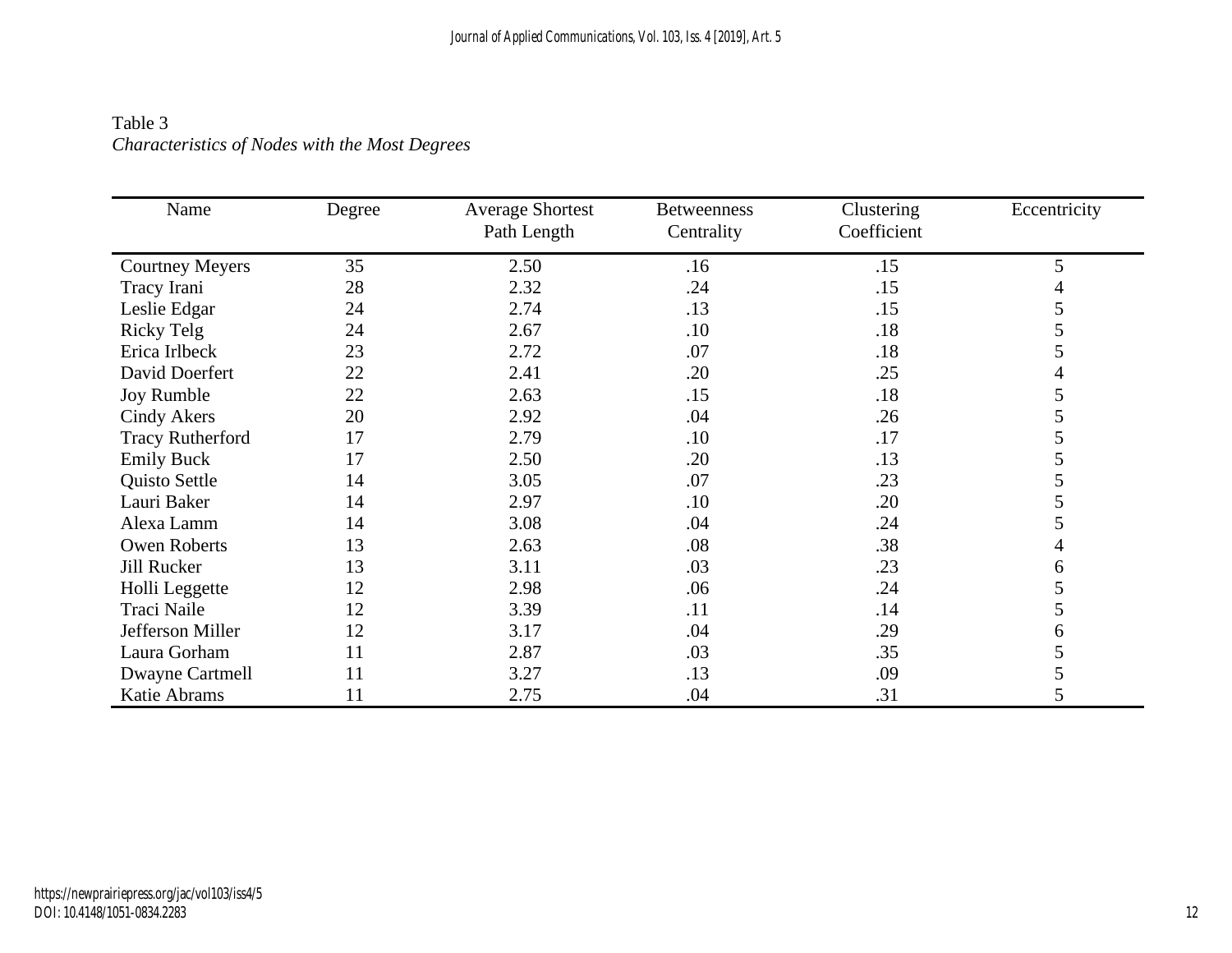Table 3
*Characteristics of Nodes with the Most Degrees*

| Name | Degree | Average Shortest Path Length | Betweenness Centrality | Clustering Coefficient | Eccentricity |
|---|---|---|---|---|---|
| Courtney Meyers | 35 | 2.50 | .16 | .15 | 5 |
| Tracy Irani | 28 | 2.32 | .24 | .15 | 4 |
| Leslie Edgar | 24 | 2.74 | .13 | .15 | 5 |
| Ricky Telg | 24 | 2.67 | .10 | .18 | 5 |
| Erica Irlbeck | 23 | 2.72 | .07 | .18 | 5 |
| David Doerfert | 22 | 2.41 | .20 | .25 | 4 |
| Joy Rumble | 22 | 2.63 | .15 | .18 | 5 |
| Cindy Akers | 20 | 2.92 | .04 | .26 | 5 |
| Tracy Rutherford | 17 | 2.79 | .10 | .17 | 5 |
| Emily Buck | 17 | 2.50 | .20 | .13 | 5 |
| Quisto Settle | 14 | 3.05 | .07 | .23 | 5 |
| Lauri Baker | 14 | 2.97 | .10 | .20 | 5 |
| Alexa Lamm | 14 | 3.08 | .04 | .24 | 5 |
| Owen Roberts | 13 | 2.63 | .08 | .38 | 4 |
| Jill Rucker | 13 | 3.11 | .03 | .23 | 6 |
| Holli Leggette | 12 | 2.98 | .06 | .24 | 5 |
| Traci Naile | 12 | 3.39 | .11 | .14 | 5 |
| Jefferson Miller | 12 | 3.17 | .04 | .29 | 6 |
| Laura Gorham | 11 | 2.87 | .03 | .35 | 5 |
| Dwayne Cartmell | 11 | 3.27 | .13 | .09 | 5 |
| Katie Abrams | 11 | 2.75 | .04 | .31 | 5 |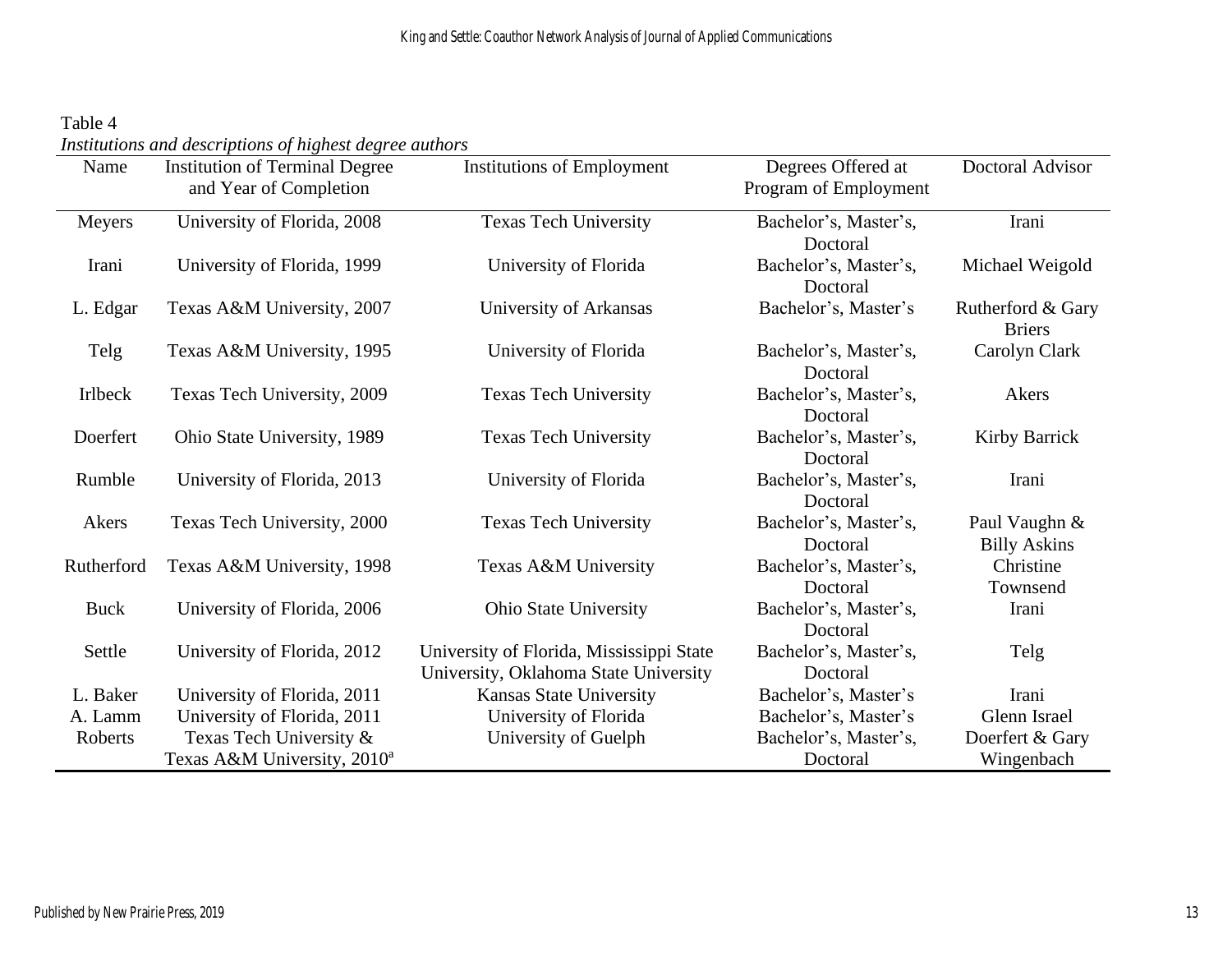Table 4

*Institutions and descriptions of highest degree authors*

| Name | Institution of Terminal Degree and Year of Completion | Institutions of Employment | Degrees Offered at Program of Employment | Doctoral Advisor |
|---|---|---|---|---|
| Meyers | University of Florida, 2008 | Texas Tech University | Bachelor's, Master's, Doctoral | Irani |
| Irani | University of Florida, 1999 | University of Florida | Bachelor's, Master's, Doctoral | Michael Weigold |
| L. Edgar | Texas A&M University, 2007 | University of Arkansas | Bachelor's, Master's | Rutherford & Gary Briers |
| Telg | Texas A&M University, 1995 | University of Florida | Bachelor's, Master's, Doctoral | Carolyn Clark |
| Irlbeck | Texas Tech University, 2009 | Texas Tech University | Bachelor's, Master's, Doctoral | Akers |
| Doerfert | Ohio State University, 1989 | Texas Tech University | Bachelor's, Master's, Doctoral | Kirby Barrick |
| Rumble | University of Florida, 2013 | University of Florida | Bachelor's, Master's, Doctoral | Irani |
| Akers | Texas Tech University, 2000 | Texas Tech University | Bachelor's, Master's, Doctoral | Paul Vaughn & Billy Askins |
| Rutherford | Texas A&M University, 1998 | Texas A&M University | Bachelor's, Master's, Doctoral | Christine Townsend |
| Buck | University of Florida, 2006 | Ohio State University | Bachelor's, Master's, Doctoral | Irani |
| Settle | University of Florida, 2012 | University of Florida, Mississippi State University, Oklahoma State University | Bachelor's, Master's, Doctoral | Telg |
| L. Baker | University of Florida, 2011 | Kansas State University | Bachelor's, Master's | Irani |
| A. Lamm | University of Florida, 2011 | University of Florida | Bachelor's, Master's | Glenn Israel |
| Roberts | Texas Tech University & Texas A&M University, 2010[a] | University of Guelph | Bachelor's, Master's, Doctoral | Doerfert & Gary Wingenbach |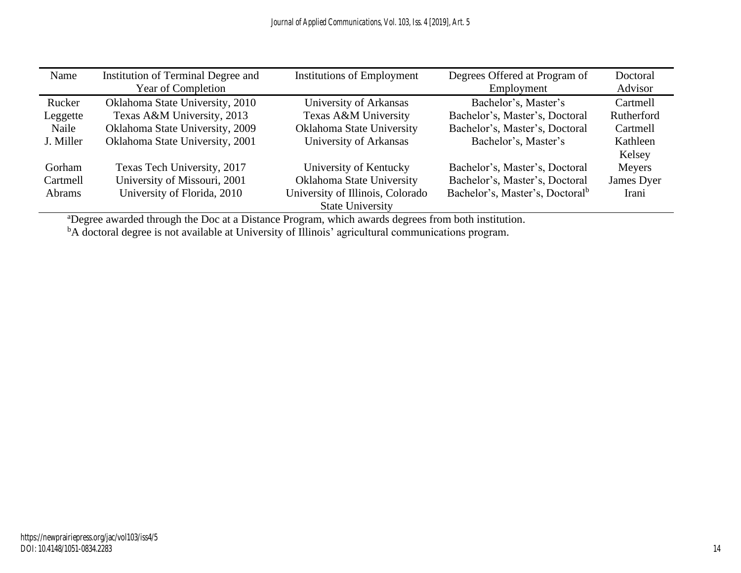| Name | Institution of Terminal Degree and Year of Completion | Institutions of Employment | Degrees Offered at Program of Employment | Doctoral Advisor |
|---|---|---|---|---|
| Rucker | Oklahoma State University, 2010 | University of Arkansas | Bachelor's, Master's | Cartmell |
| Leggette | Texas A&M University, 2013 | Texas A&M University | Bachelor's, Master's, Doctoral | Rutherford |
| Naile | Oklahoma State University, 2009 | Oklahoma State University | Bachelor's, Master's, Doctoral | Cartmell |
| J. Miller | Oklahoma State University, 2001 | University of Arkansas | Bachelor's, Master's | Kathleen Kelsey |
| Gorham | Texas Tech University, 2017 | University of Kentucky | Bachelor's, Master's, Doctoral | Meyers |
| Cartmell | University of Missouri, 2001 | Oklahoma State University | Bachelor's, Master's, Doctoral | James Dyer |
| Abrams | University of Florida, 2010 | University of Illinois, Colorado State University | Bachelor's, Master's, Doctoral[b] | Irani |

[a]Degree awarded through the Doc at a Distance Program, which awards degrees from both institution.

[b]A doctoral degree is not available at University of Illinois' agricultural communications program.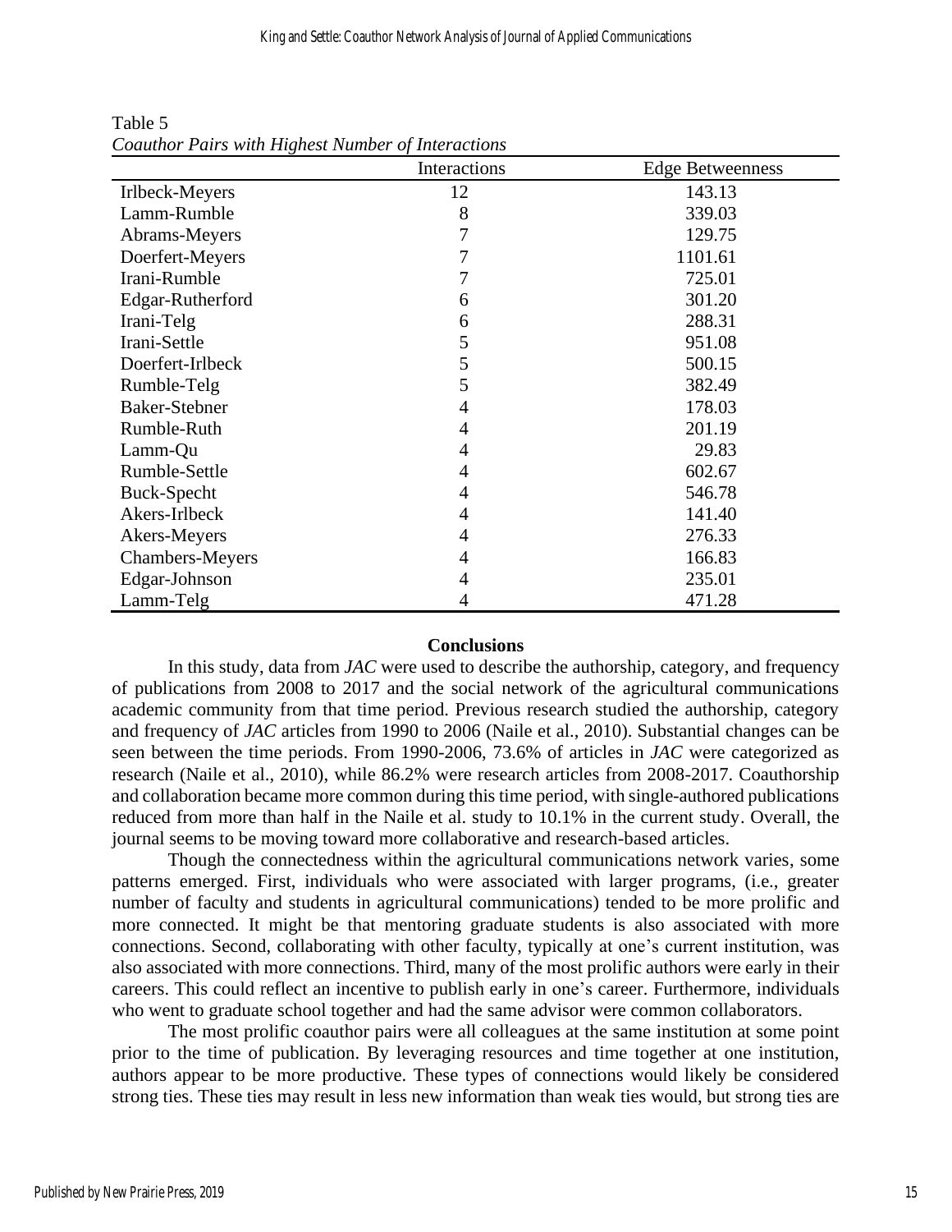Table 5
*Coauthor Pairs with Highest Number of Interactions*

| | Interactions | Edge Betweenness |
|---|---|---|
| Irlbeck-Meyers | 12 | 143.13 |
| Lamm-Rumble | 8 | 339.03 |
| Abrams-Meyers | 7 | 129.75 |
| Doerfert-Meyers | 7 | 1101.61 |
| Irani-Rumble | 7 | 725.01 |
| Edgar-Rutherford | 6 | 301.20 |
| Irani-Telg | 6 | 288.31 |
| Irani-Settle | 5 | 951.08 |
| Doerfert-Irlbeck | 5 | 500.15 |
| Rumble-Telg | 5 | 382.49 |
| Baker-Stebner | 4 | 178.03 |
| Rumble-Ruth | 4 | 201.19 |
| Lamm-Qu | 4 | 29.83 |
| Rumble-Settle | 4 | 602.67 |
| Buck-Specht | 4 | 546.78 |
| Akers-Irlbeck | 4 | 141.40 |
| Akers-Meyers | 4 | 276.33 |
| Chambers-Meyers | 4 | 166.83 |
| Edgar-Johnson | 4 | 235.01 |
| Lamm-Telg | 4 | 471.28 |

## Conclusions

In this study, data from *JAC* were used to describe the authorship, category, and frequency of publications from 2008 to 2017 and the social network of the agricultural communications academic community from that time period. Previous research studied the authorship, category and frequency of *JAC* articles from 1990 to 2006 (Naile et al., 2010). Substantial changes can be seen between the time periods. From 1990-2006, 73.6% of articles in *JAC* were categorized as research (Naile et al., 2010), while 86.2% were research articles from 2008-2017. Coauthorship and collaboration became more common during this time period, with single-authored publications reduced from more than half in the Naile et al. study to 10.1% in the current study. Overall, the journal seems to be moving toward more collaborative and research-based articles.

Though the connectedness within the agricultural communications network varies, some patterns emerged. First, individuals who were associated with larger programs, (i.e., greater number of faculty and students in agricultural communications) tended to be more prolific and more connected. It might be that mentoring graduate students is also associated with more connections. Second, collaborating with other faculty, typically at one's current institution, was also associated with more connections. Third, many of the most prolific authors were early in their careers. This could reflect an incentive to publish early in one's career. Furthermore, individuals who went to graduate school together and had the same advisor were common collaborators.

The most prolific coauthor pairs were all colleagues at the same institution at some point prior to the time of publication. By leveraging resources and time together at one institution, authors appear to be more productive. These types of connections would likely be considered strong ties. These ties may result in less new information than weak ties would, but strong ties are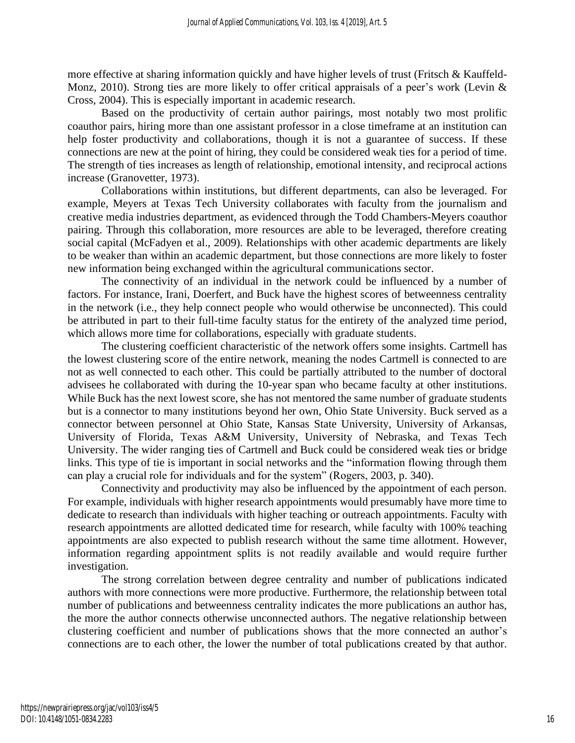more effective at sharing information quickly and have higher levels of trust (Fritsch & Kauffeld-Monz, 2010). Strong ties are more likely to offer critical appraisals of a peer's work (Levin & Cross, 2004). This is especially important in academic research.

Based on the productivity of certain author pairings, most notably two most prolific coauthor pairs, hiring more than one assistant professor in a close timeframe at an institution can help foster productivity and collaborations, though it is not a guarantee of success. If these connections are new at the point of hiring, they could be considered weak ties for a period of time. The strength of ties increases as length of relationship, emotional intensity, and reciprocal actions increase (Granovetter, 1973).

Collaborations within institutions, but different departments, can also be leveraged. For example, Meyers at Texas Tech University collaborates with faculty from the journalism and creative media industries department, as evidenced through the Todd Chambers-Meyers coauthor pairing. Through this collaboration, more resources are able to be leveraged, therefore creating social capital (McFadyen et al., 2009). Relationships with other academic departments are likely to be weaker than within an academic department, but those connections are more likely to foster new information being exchanged within the agricultural communications sector.

The connectivity of an individual in the network could be influenced by a number of factors. For instance, Irani, Doerfert, and Buck have the highest scores of betweenness centrality in the network (i.e., they help connect people who would otherwise be unconnected). This could be attributed in part to their full-time faculty status for the entirety of the analyzed time period, which allows more time for collaborations, especially with graduate students.

The clustering coefficient characteristic of the network offers some insights. Cartmell has the lowest clustering score of the entire network, meaning the nodes Cartmell is connected to are not as well connected to each other. This could be partially attributed to the number of doctoral advisees he collaborated with during the 10-year span who became faculty at other institutions. While Buck has the next lowest score, she has not mentored the same number of graduate students but is a connector to many institutions beyond her own, Ohio State University. Buck served as a connector between personnel at Ohio State, Kansas State University, University of Arkansas, University of Florida, Texas A&M University, University of Nebraska, and Texas Tech University. The wider ranging ties of Cartmell and Buck could be considered weak ties or bridge links. This type of tie is important in social networks and the "information flowing through them can play a crucial role for individuals and for the system" (Rogers, 2003, p. 340).

Connectivity and productivity may also be influenced by the appointment of each person. For example, individuals with higher research appointments would presumably have more time to dedicate to research than individuals with higher teaching or outreach appointments. Faculty with research appointments are allotted dedicated time for research, while faculty with 100% teaching appointments are also expected to publish research without the same time allotment. However, information regarding appointment splits is not readily available and would require further investigation.

The strong correlation between degree centrality and number of publications indicated authors with more connections were more productive. Furthermore, the relationship between total number of publications and betweenness centrality indicates the more publications an author has, the more the author connects otherwise unconnected authors. The negative relationship between clustering coefficient and number of publications shows that the more connected an author's connections are to each other, the lower the number of total publications created by that author.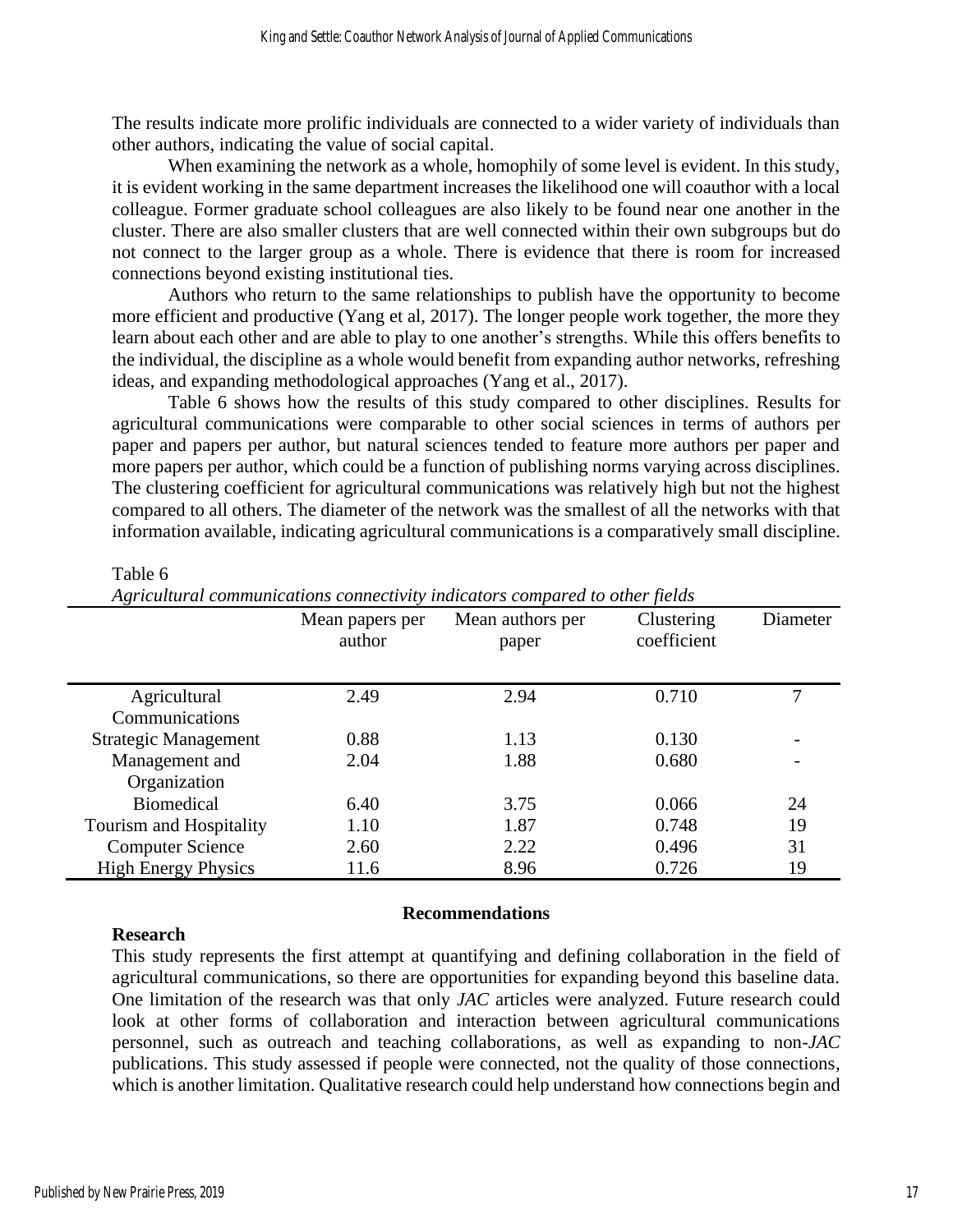The results indicate more prolific individuals are connected to a wider variety of individuals than other authors, indicating the value of social capital.

When examining the network as a whole, homophily of some level is evident. In this study, it is evident working in the same department increases the likelihood one will coauthor with a local colleague. Former graduate school colleagues are also likely to be found near one another in the cluster. There are also smaller clusters that are well connected within their own subgroups but do not connect to the larger group as a whole. There is evidence that there is room for increased connections beyond existing institutional ties.

Authors who return to the same relationships to publish have the opportunity to become more efficient and productive (Yang et al, 2017). The longer people work together, the more they learn about each other and are able to play to one another's strengths. While this offers benefits to the individual, the discipline as a whole would benefit from expanding author networks, refreshing ideas, and expanding methodological approaches (Yang et al., 2017).

Table 6 shows how the results of this study compared to other disciplines. Results for agricultural communications were comparable to other social sciences in terms of authors per paper and papers per author, but natural sciences tended to feature more authors per paper and more papers per author, which could be a function of publishing norms varying across disciplines. The clustering coefficient for agricultural communications was relatively high but not the highest compared to all others. The diameter of the network was the smallest of all the networks with that information available, indicating agricultural communications is a comparatively small discipline.

Table 6
*Agricultural communications connectivity indicators compared to other fields*

| | Mean papers per author | Mean authors per paper | Clustering coefficient | Diameter |
|---|---|---|---|---|
| Agricultural Communications | 2.49 | 2.94 | 0.710 | 7 |
| Strategic Management | 0.88 | 1.13 | 0.130 | - |
| Management and Organization | 2.04 | 1.88 | 0.680 | - |
| Biomedical | 6.40 | 3.75 | 0.066 | 24 |
| Tourism and Hospitality | 1.10 | 1.87 | 0.748 | 19 |
| Computer Science | 2.60 | 2.22 | 0.496 | 31 |
| High Energy Physics | 11.6 | 8.96 | 0.726 | 19 |

## Recommendations

### Research

This study represents the first attempt at quantifying and defining collaboration in the field of agricultural communications, so there are opportunities for expanding beyond this baseline data. One limitation of the research was that only *JAC* articles were analyzed. Future research could look at other forms of collaboration and interaction between agricultural communications personnel, such as outreach and teaching collaborations, as well as expanding to non-*JAC* publications. This study assessed if people were connected, not the quality of those connections, which is another limitation. Qualitative research could help understand how connections begin and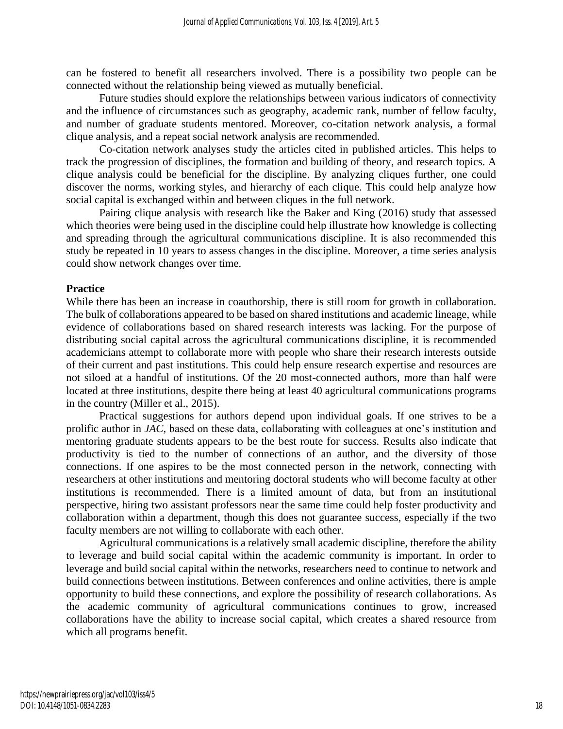can be fostered to benefit all researchers involved. There is a possibility two people can be connected without the relationship being viewed as mutually beneficial.

Future studies should explore the relationships between various indicators of connectivity and the influence of circumstances such as geography, academic rank, number of fellow faculty, and number of graduate students mentored. Moreover, co-citation network analysis, a formal clique analysis, and a repeat social network analysis are recommended.

Co-citation network analyses study the articles cited in published articles. This helps to track the progression of disciplines, the formation and building of theory, and research topics. A clique analysis could be beneficial for the discipline. By analyzing cliques further, one could discover the norms, working styles, and hierarchy of each clique. This could help analyze how social capital is exchanged within and between cliques in the full network.

Pairing clique analysis with research like the Baker and King (2016) study that assessed which theories were being used in the discipline could help illustrate how knowledge is collecting and spreading through the agricultural communications discipline. It is also recommended this study be repeated in 10 years to assess changes in the discipline. Moreover, a time series analysis could show network changes over time.

**Practice**

While there has been an increase in coauthorship, there is still room for growth in collaboration. The bulk of collaborations appeared to be based on shared institutions and academic lineage, while evidence of collaborations based on shared research interests was lacking. For the purpose of distributing social capital across the agricultural communications discipline, it is recommended academicians attempt to collaborate more with people who share their research interests outside of their current and past institutions. This could help ensure research expertise and resources are not siloed at a handful of institutions. Of the 20 most-connected authors, more than half were located at three institutions, despite there being at least 40 agricultural communications programs in the country (Miller et al., 2015).

Practical suggestions for authors depend upon individual goals. If one strives to be a prolific author in *JAC*, based on these data, collaborating with colleagues at one's institution and mentoring graduate students appears to be the best route for success. Results also indicate that productivity is tied to the number of connections of an author, and the diversity of those connections. If one aspires to be the most connected person in the network, connecting with researchers at other institutions and mentoring doctoral students who will become faculty at other institutions is recommended. There is a limited amount of data, but from an institutional perspective, hiring two assistant professors near the same time could help foster productivity and collaboration within a department, though this does not guarantee success, especially if the two faculty members are not willing to collaborate with each other.

Agricultural communications is a relatively small academic discipline, therefore the ability to leverage and build social capital within the academic community is important. In order to leverage and build social capital within the networks, researchers need to continue to network and build connections between institutions. Between conferences and online activities, there is ample opportunity to build these connections, and explore the possibility of research collaborations. As the academic community of agricultural communications continues to grow, increased collaborations have the ability to increase social capital, which creates a shared resource from which all programs benefit.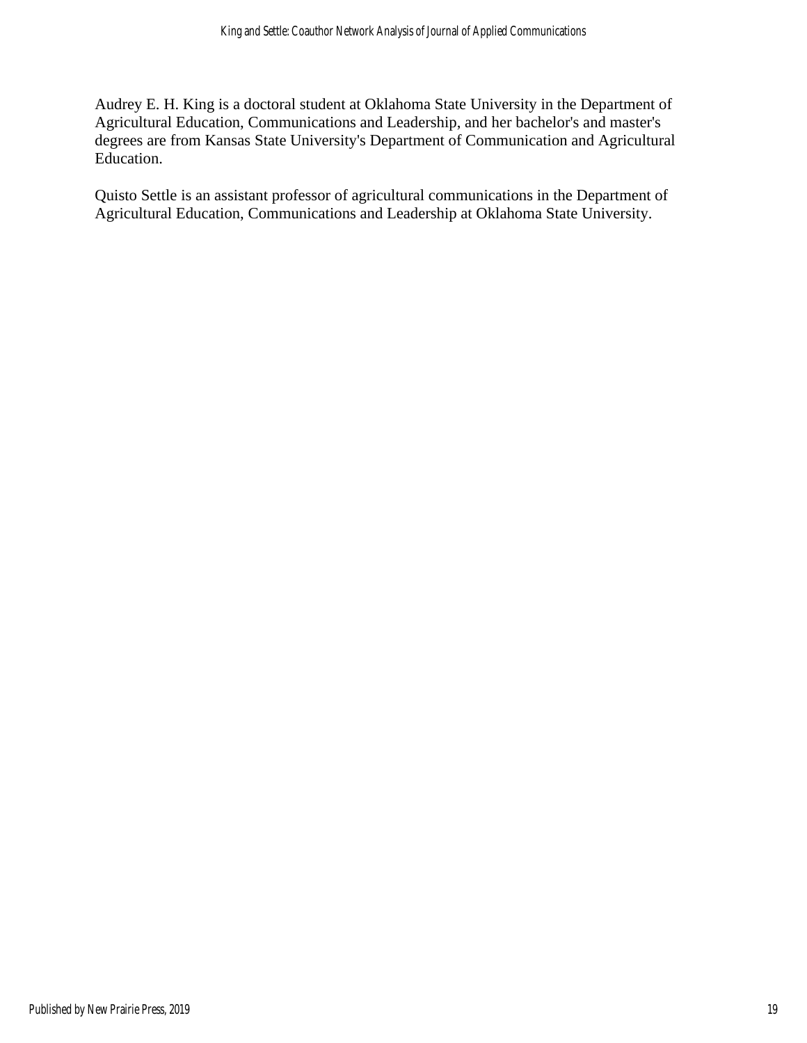Audrey E. H. King is a doctoral student at Oklahoma State University in the Department of Agricultural Education, Communications and Leadership, and her bachelor's and master's degrees are from Kansas State University's Department of Communication and Agricultural Education.

Quisto Settle is an assistant professor of agricultural communications in the Department of Agricultural Education, Communications and Leadership at Oklahoma State University.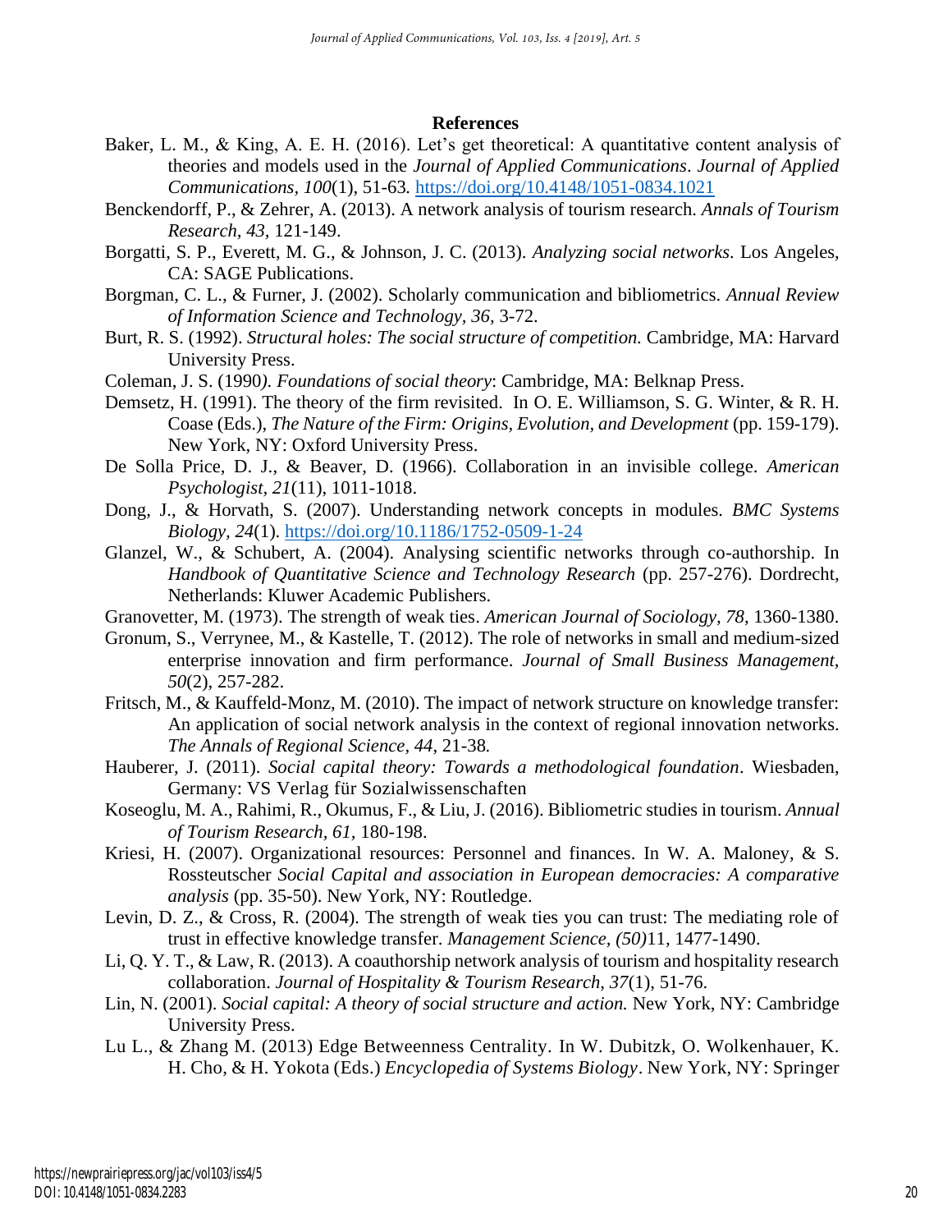## References

Baker, L. M., & King, A. E. H. (2016). Let's get theoretical: A quantitative content analysis of theories and models used in the *Journal of Applied Communications*. *Journal of Applied Communications, 100*(1), 51-63. https://doi.org/10.4148/1051-0834.1021

Benckendorff, P., & Zehrer, A. (2013). A network analysis of tourism research. *Annals of Tourism Research, 43*, 121-149.

Borgatti, S. P., Everett, M. G., & Johnson, J. C. (2013). *Analyzing social networks*. Los Angeles, CA: SAGE Publications.

Borgman, C. L., & Furner, J. (2002). Scholarly communication and bibliometrics. *Annual Review of Information Science and Technology, 36*, 3-72.

Burt, R. S. (1992). *Structural holes: The social structure of competition.* Cambridge, MA: Harvard University Press.

Coleman, J. S. (1990*). Foundations of social theory*: Cambridge, MA: Belknap Press.

Demsetz, H. (1991). The theory of the firm revisited. In O. E. Williamson, S. G. Winter, & R. H. Coase (Eds.), *The Nature of the Firm: Origins, Evolution, and Development* (pp. 159-179). New York, NY: Oxford University Press.

De Solla Price, D. J., & Beaver, D. (1966). Collaboration in an invisible college. *American Psychologist, 21*(11), 1011-1018.

Dong, J., & Horvath, S. (2007). Understanding network concepts in modules. *BMC Systems Biology, 24*(1). https://doi.org/10.1186/1752-0509-1-24

Glanzel, W., & Schubert, A. (2004). Analysing scientific networks through co-authorship. In *Handbook of Quantitative Science and Technology Research* (pp. 257-276). Dordrecht, Netherlands: Kluwer Academic Publishers.

Granovetter, M. (1973). The strength of weak ties. *American Journal of Sociology, 78*, 1360-1380.

Gronum, S., Verrynee, M., & Kastelle, T. (2012). The role of networks in small and medium-sized enterprise innovation and firm performance. *Journal of Small Business Management, 50*(2), 257-282.

Fritsch, M., & Kauffeld-Monz, M. (2010). The impact of network structure on knowledge transfer: An application of social network analysis in the context of regional innovation networks. *The Annals of Regional Science, 44*, 21-38.

Hauberer, J. (2011). *Social capital theory: Towards a methodological foundation*. Wiesbaden, Germany: VS Verlag für Sozialwissenschaften

Koseoglu, M. A., Rahimi, R., Okumus, F., & Liu, J. (2016). Bibliometric studies in tourism. *Annual of Tourism Research, 61*, 180-198.

Kriesi, H. (2007). Organizational resources: Personnel and finances. In W. A. Maloney, & S. Rossteutscher *Social Capital and association in European democracies: A comparative analysis* (pp. 35-50). New York, NY: Routledge.

Levin, D. Z., & Cross, R. (2004). The strength of weak ties you can trust: The mediating role of trust in effective knowledge transfer. *Management Science, (50)*11, 1477-1490.

Li, Q. Y. T., & Law, R. (2013). A coauthorship network analysis of tourism and hospitality research collaboration. *Journal of Hospitality & Tourism Research, 37*(1), 51-76.

Lin, N. (2001). *Social capital: A theory of social structure and action.* New York, NY: Cambridge University Press.

Lu L., & Zhang M. (2013) Edge Betweenness Centrality. In W. Dubitzk, O. Wolkenhauer, K. H. Cho, & H. Yokota (Eds.) *Encyclopedia of Systems Biology*. New York, NY: Springer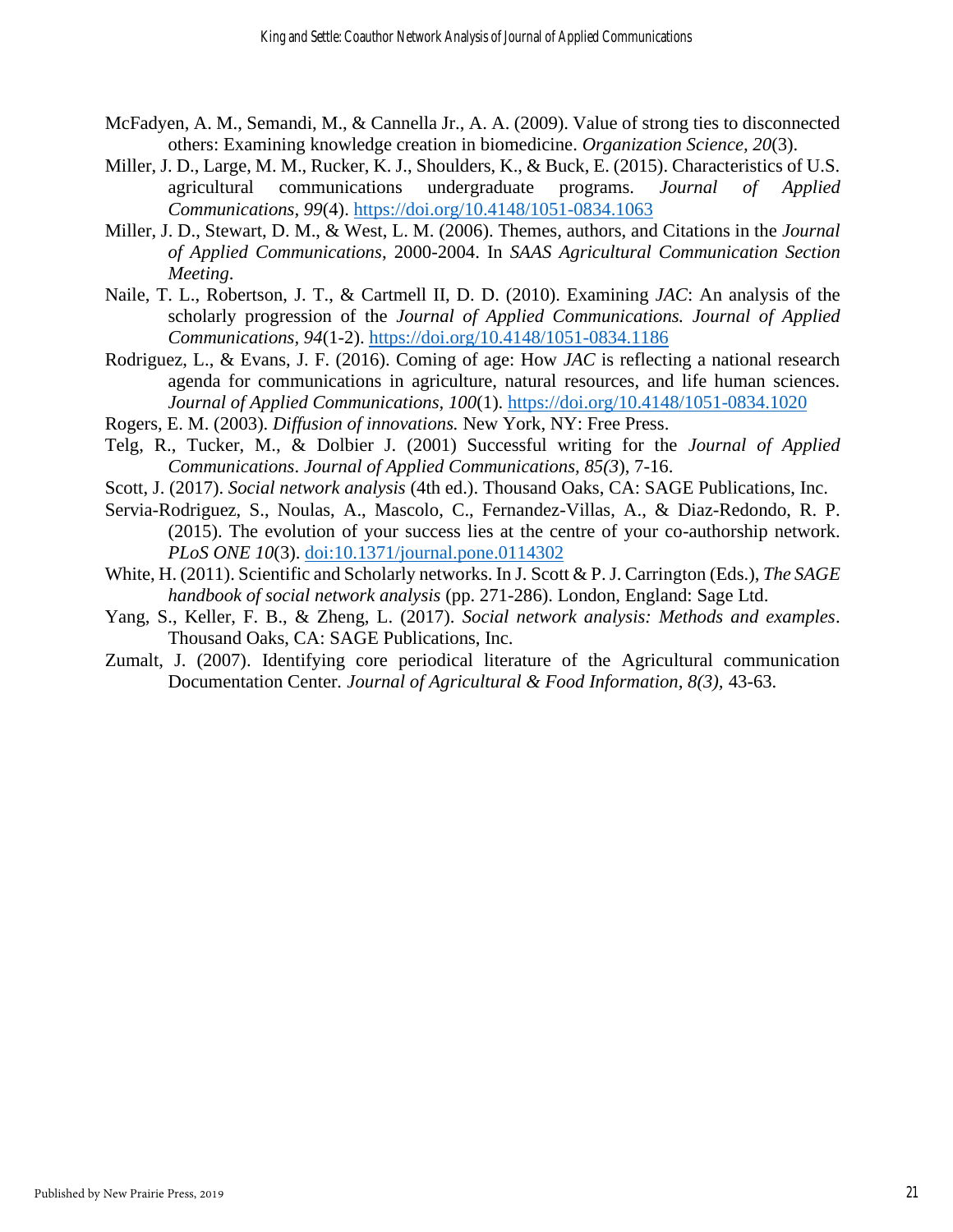McFadyen, A. M., Semandi, M., & Cannella Jr., A. A. (2009). Value of strong ties to disconnected others: Examining knowledge creation in biomedicine. *Organization Science*, *20*(3).

Miller, J. D., Large, M. M., Rucker, K. J., Shoulders, K., & Buck, E. (2015). Characteristics of U.S. agricultural communications undergraduate programs. *Journal of Applied Communications*, *99*(4). https://doi.org/10.4148/1051-0834.1063

Miller, J. D., Stewart, D. M., & West, L. M. (2006). Themes, authors, and Citations in the *Journal of Applied Communications*, 2000-2004. In *SAAS Agricultural Communication Section Meeting*.

Naile, T. L., Robertson, J. T., & Cartmell II, D. D. (2010). Examining *JAC*: An analysis of the scholarly progression of the *Journal of Applied Communications. Journal of Applied Communications*, *94*(1-2). https://doi.org/10.4148/1051-0834.1186

Rodriguez, L., & Evans, J. F. (2016). Coming of age: How *JAC* is reflecting a national research agenda for communications in agriculture, natural resources, and life human sciences. *Journal of Applied Communications*, *100*(1). https://doi.org/10.4148/1051-0834.1020

Rogers, E. M. (2003). *Diffusion of innovations.* New York, NY: Free Press.

Telg, R., Tucker, M., & Dolbier J. (2001) Successful writing for the *Journal of Applied Communications*. *Journal of Applied Communications, 85(3*), 7-16.

Scott, J. (2017). *Social network analysis* (4th ed.). Thousand Oaks, CA: SAGE Publications, Inc.

Servia-Rodriguez, S., Noulas, A., Mascolo, C., Fernandez-Villas, A., & Diaz-Redondo, R. P. (2015). The evolution of your success lies at the centre of your co-authorship network. *PLoS ONE 10*(3). doi:10.1371/journal.pone.0114302

White, H. (2011). Scientific and Scholarly networks. In J. Scott & P. J. Carrington (Eds.), *The SAGE handbook of social network analysis* (pp. 271-286). London, England: Sage Ltd.

Yang, S., Keller, F. B., & Zheng, L. (2017). *Social network analysis: Methods and examples*. Thousand Oaks, CA: SAGE Publications, Inc.

Zumalt, J. (2007). Identifying core periodical literature of the Agricultural communication Documentation Center. *Journal of Agricultural & Food Information, 8(3),* 43-63.